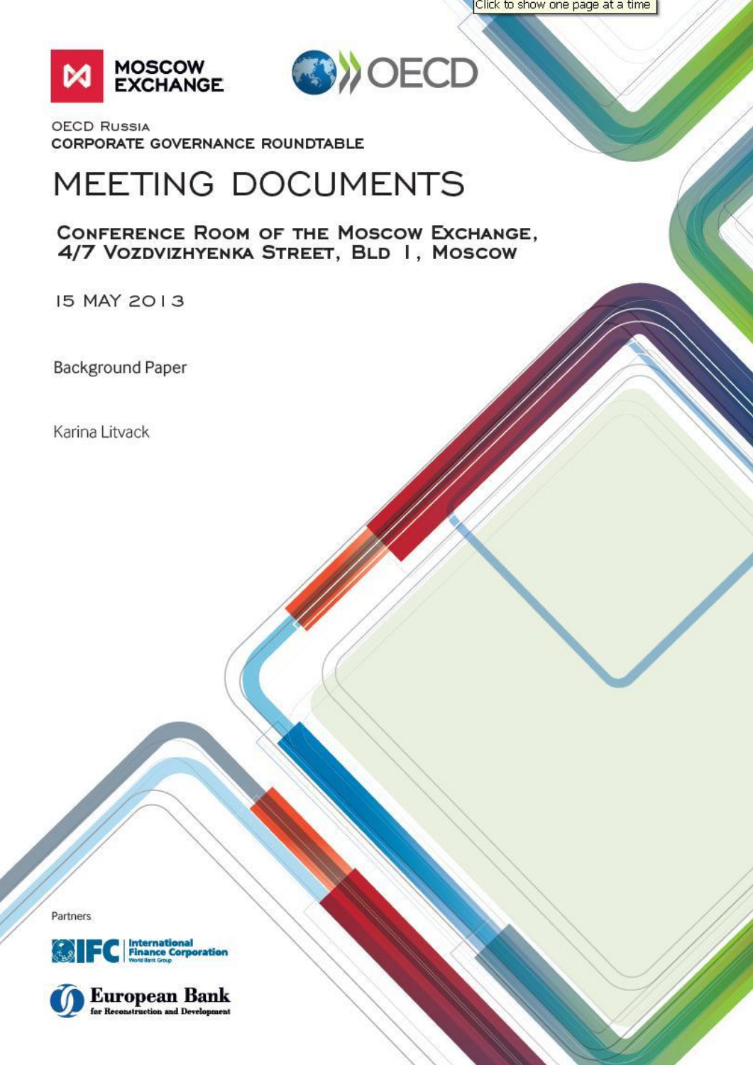MOSCOW EXCHANGE

OECD

OECD Russia
Corporate Governance Roundtable

# MEETING DOCUMENTS

## Conference Room of the Moscow Exchange, 4/7 Vozdvizhyenka Street, Bld 1, Moscow

15 MAY 2013

Background Paper

Karina Litvack

Partners

International Finance Corporation
World Bank Group

European Bank
for Reconstruction and Development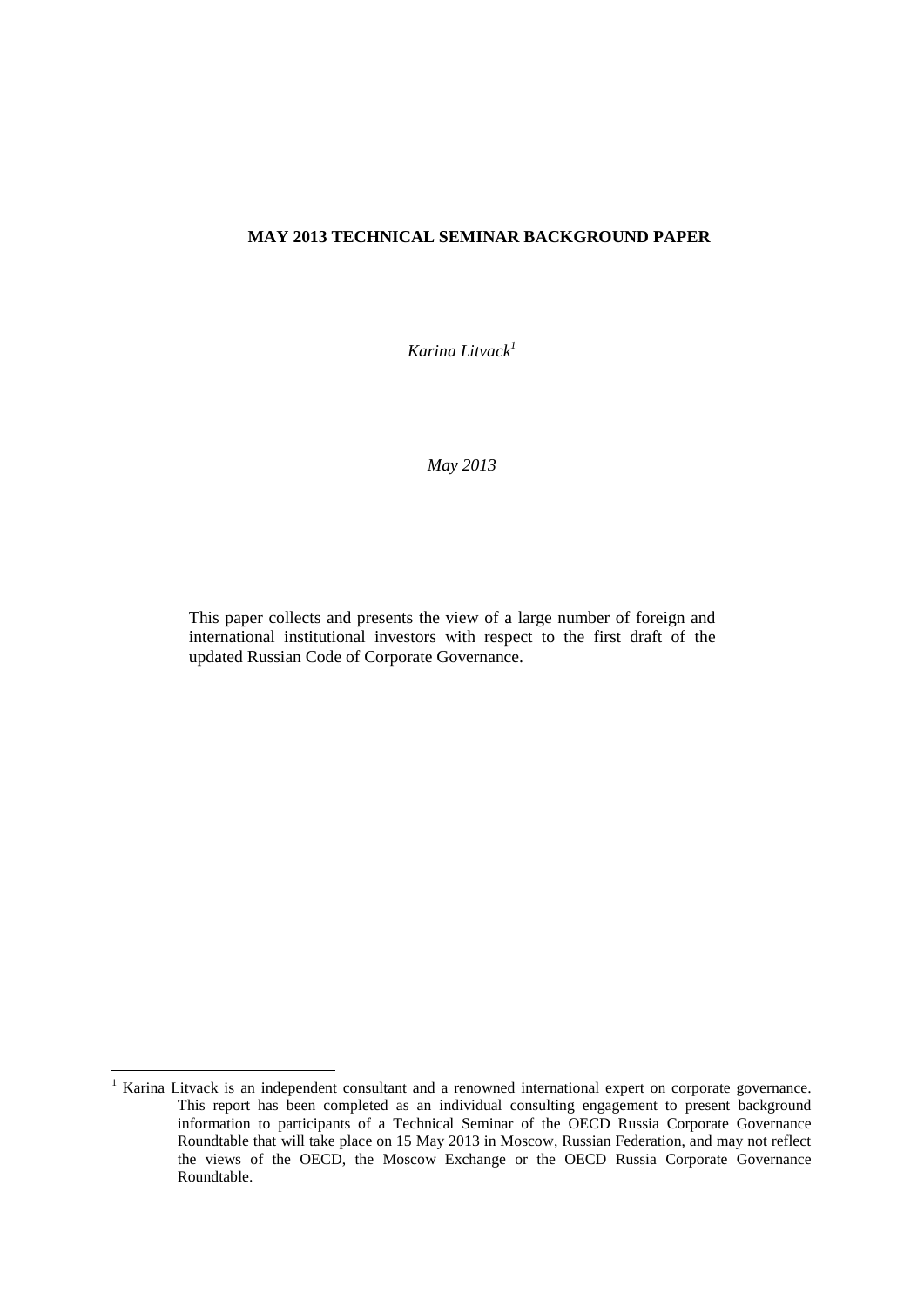**MAY 2013 TECHNICAL SEMINAR BACKGROUND PAPER**

*Karina Litvack*[1]

*May 2013*

This paper collects and presents the view of a large number of foreign and international institutional investors with respect to the first draft of the updated Russian Code of Corporate Governance.

---

[1] Karina Litvack is an independent consultant and a renowned international expert on corporate governance. This report has been completed as an individual consulting engagement to present background information to participants of a Technical Seminar of the OECD Russia Corporate Governance Roundtable that will take place on 15 May 2013 in Moscow, Russian Federation, and may not reflect the views of the OECD, the Moscow Exchange or the OECD Russia Corporate Governance Roundtable.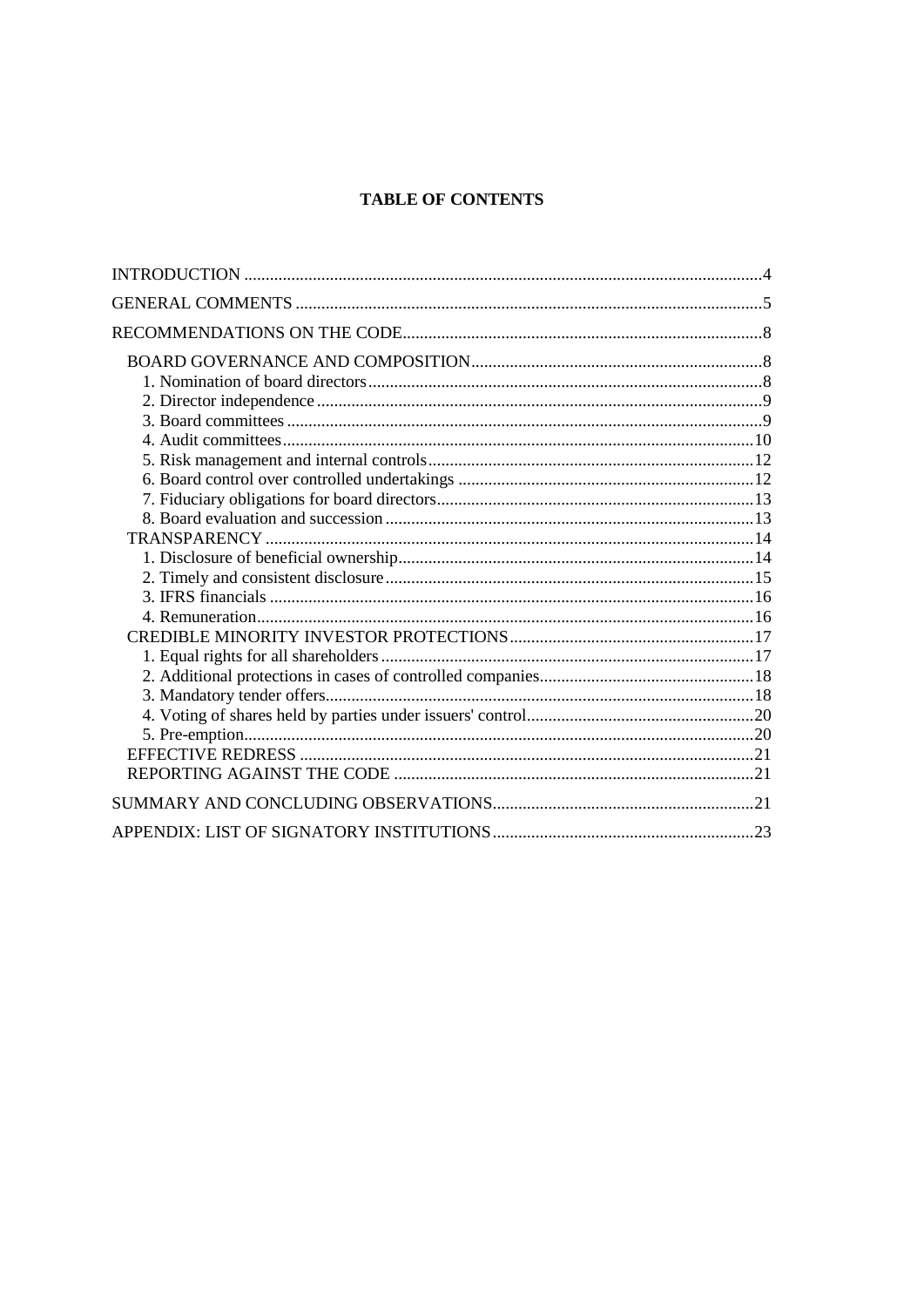# TABLE OF CONTENTS

INTRODUCTION ....................................................................................................................4

GENERAL COMMENTS .......................................................................................................5

RECOMMENDATIONS ON THE CODE...............................................................................8

- BOARD GOVERNANCE AND COMPOSITION ...............................................................8
  - 1. Nomination of board directors......................................................................................8
  - 2. Director independence ..................................................................................................9
  - 3. Board committees ........................................................................................................9
  - 4. Audit committees........................................................................................................10
  - 5. Risk management and internal controls.......................................................................12
  - 6. Board control over controlled undertakings ................................................................12
  - 7. Fiduciary obligations for board directors.....................................................................13
  - 8. Board evaluation and succession .................................................................................13
- TRANSPARENCY .............................................................................................................14
  - 1. Disclosure of beneficial ownership..............................................................................14
  - 2. Timely and consistent disclosure.................................................................................15
  - 3. IFRS financials ...........................................................................................................16
  - 4. Remuneration..............................................................................................................16
- CREDIBLE MINORITY INVESTOR PROTECTIONS.....................................................17
  - 1. Equal rights for all shareholders..................................................................................17
  - 2. Additional protections in cases of controlled companies..............................................18
  - 3. Mandatory tender offers..............................................................................................18
  - 4. Voting of shares held by parties under issuers' control.................................................20
  - 5. Pre-emption.................................................................................................................20
- EFFECTIVE REDRESS .....................................................................................................21
- REPORTING AGAINST THE CODE ...............................................................................21

SUMMARY AND CONCLUDING OBSERVATIONS.........................................................21

APPENDIX: LIST OF SIGNATORY INSTITUTIONS.........................................................23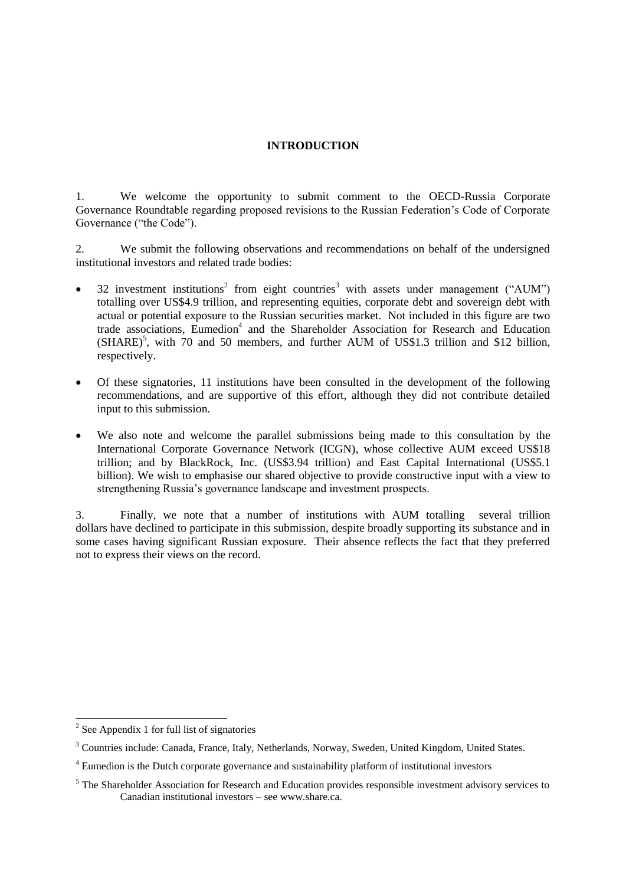## INTRODUCTION

1. We welcome the opportunity to submit comment to the OECD-Russia Corporate Governance Roundtable regarding proposed revisions to the Russian Federation's Code of Corporate Governance ("the Code").

2. We submit the following observations and recommendations on behalf of the undersigned institutional investors and related trade bodies:

- 32 investment institutions[2] from eight countries[3] with assets under management ("AUM") totalling over US$4.9 trillion, and representing equities, corporate debt and sovereign debt with actual or potential exposure to the Russian securities market. Not included in this figure are two trade associations, Eumedion[4] and the Shareholder Association for Research and Education (SHARE)[5], with 70 and 50 members, and further AUM of US$1.3 trillion and $12 billion, respectively.
- Of these signatories, 11 institutions have been consulted in the development of the following recommendations, and are supportive of this effort, although they did not contribute detailed input to this submission.
- We also note and welcome the parallel submissions being made to this consultation by the International Corporate Governance Network (ICGN), whose collective AUM exceed US$18 trillion; and by BlackRock, Inc. (US$3.94 trillion) and East Capital International (US$5.1 billion). We wish to emphasise our shared objective to provide constructive input with a view to strengthening Russia's governance landscape and investment prospects.

3. Finally, we note that a number of institutions with AUM totalling several trillion dollars have declined to participate in this submission, despite broadly supporting its substance and in some cases having significant Russian exposure. Their absence reflects the fact that they preferred not to express their views on the record.

---

[2] See Appendix 1 for full list of signatories

[3] Countries include: Canada, France, Italy, Netherlands, Norway, Sweden, United Kingdom, United States.

[4] Eumedion is the Dutch corporate governance and sustainability platform of institutional investors

[5] The Shareholder Association for Research and Education provides responsible investment advisory services to Canadian institutional investors – see www.share.ca.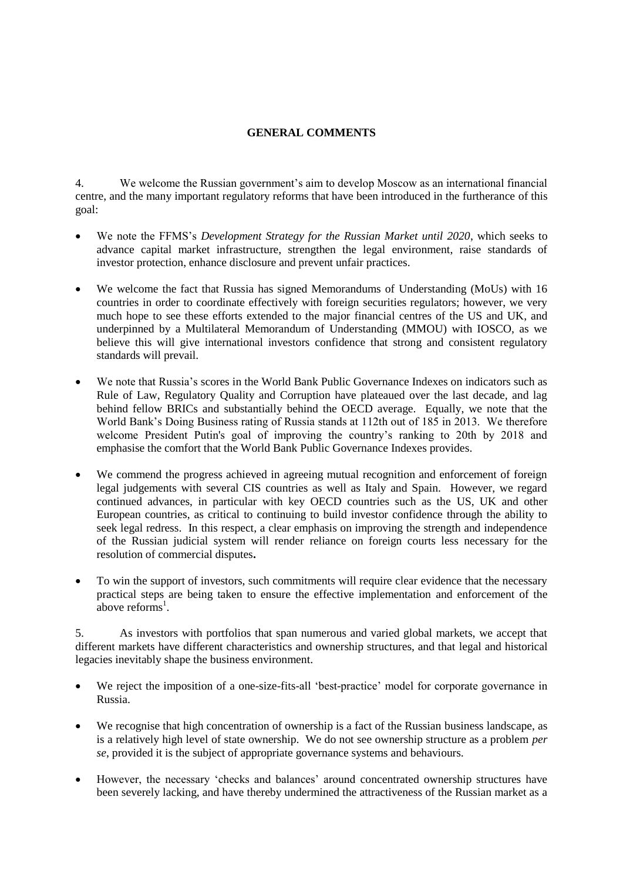## GENERAL COMMENTS

4. We welcome the Russian government's aim to develop Moscow as an international financial centre, and the many important regulatory reforms that have been introduced in the furtherance of this goal:

- We note the FFMS's *Development Strategy for the Russian Market until 2020*, which seeks to advance capital market infrastructure, strengthen the legal environment, raise standards of investor protection, enhance disclosure and prevent unfair practices.

- We welcome the fact that Russia has signed Memorandums of Understanding (MoUs) with 16 countries in order to coordinate effectively with foreign securities regulators; however, we very much hope to see these efforts extended to the major financial centres of the US and UK, and underpinned by a Multilateral Memorandum of Understanding (MMOU) with IOSCO, as we believe this will give international investors confidence that strong and consistent regulatory standards will prevail.

- We note that Russia's scores in the World Bank Public Governance Indexes on indicators such as Rule of Law, Regulatory Quality and Corruption have plateaued over the last decade, and lag behind fellow BRICs and substantially behind the OECD average. Equally, we note that the World Bank's Doing Business rating of Russia stands at 112th out of 185 in 2013. We therefore welcome President Putin's goal of improving the country's ranking to 20th by 2018 and emphasise the comfort that the World Bank Public Governance Indexes provides.

- We commend the progress achieved in agreeing mutual recognition and enforcement of foreign legal judgements with several CIS countries as well as Italy and Spain. However, we regard continued advances, in particular with key OECD countries such as the US, UK and other European countries, as critical to continuing to build investor confidence through the ability to seek legal redress. In this respect, a clear emphasis on improving the strength and independence of the Russian judicial system will render reliance on foreign courts less necessary for the resolution of commercial disputes**.**

- To win the support of investors, such commitments will require clear evidence that the necessary practical steps are being taken to ensure the effective implementation and enforcement of the above reforms[1].

5. As investors with portfolios that span numerous and varied global markets, we accept that different markets have different characteristics and ownership structures, and that legal and historical legacies inevitably shape the business environment.

- We reject the imposition of a one-size-fits-all 'best-practice' model for corporate governance in Russia.

- We recognise that high concentration of ownership is a fact of the Russian business landscape, as is a relatively high level of state ownership. We do not see ownership structure as a problem *per se*, provided it is the subject of appropriate governance systems and behaviours.

- However, the necessary 'checks and balances' around concentrated ownership structures have been severely lacking, and have thereby undermined the attractiveness of the Russian market as a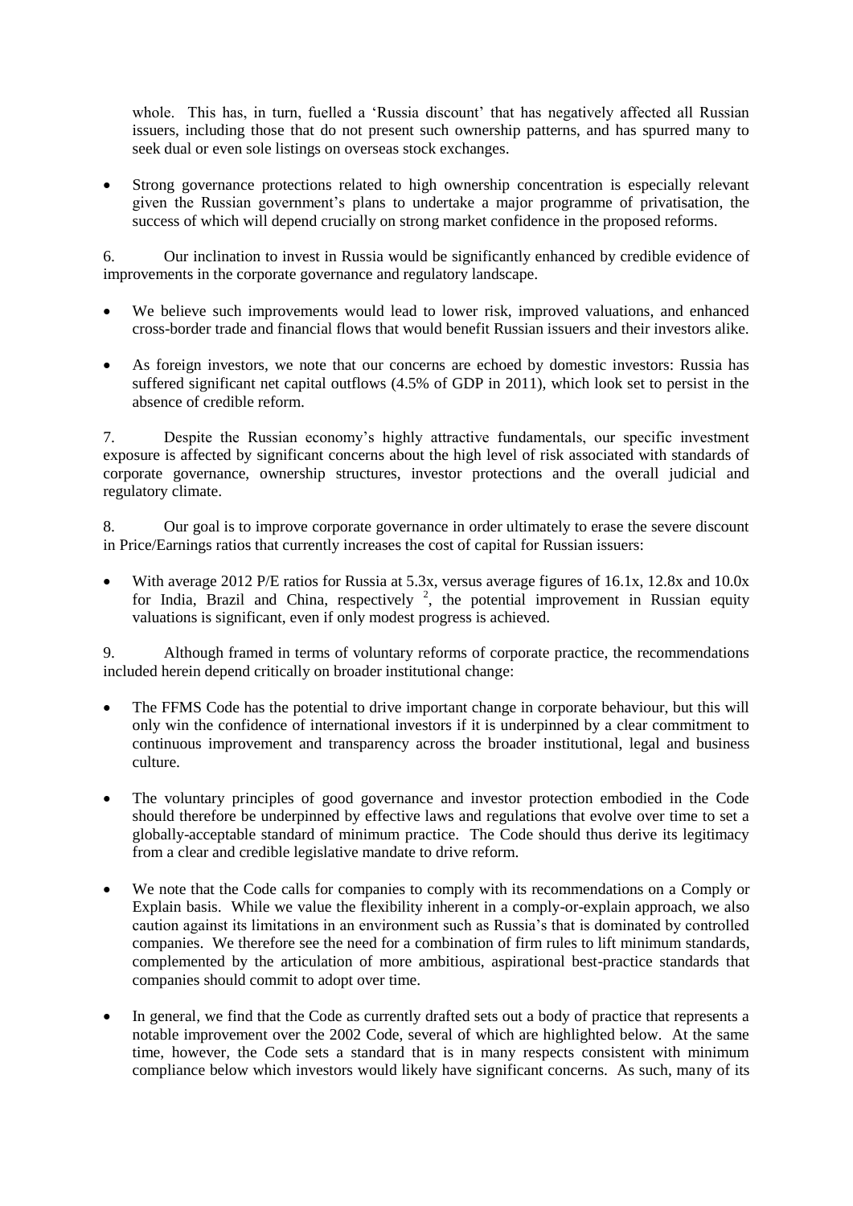whole. This has, in turn, fuelled a 'Russia discount' that has negatively affected all Russian issuers, including those that do not present such ownership patterns, and has spurred many to seek dual or even sole listings on overseas stock exchanges.

- Strong governance protections related to high ownership concentration is especially relevant given the Russian government's plans to undertake a major programme of privatisation, the success of which will depend crucially on strong market confidence in the proposed reforms.

6. Our inclination to invest in Russia would be significantly enhanced by credible evidence of improvements in the corporate governance and regulatory landscape.

- We believe such improvements would lead to lower risk, improved valuations, and enhanced cross-border trade and financial flows that would benefit Russian issuers and their investors alike.

- As foreign investors, we note that our concerns are echoed by domestic investors: Russia has suffered significant net capital outflows (4.5% of GDP in 2011), which look set to persist in the absence of credible reform.

7. Despite the Russian economy's highly attractive fundamentals, our specific investment exposure is affected by significant concerns about the high level of risk associated with standards of corporate governance, ownership structures, investor protections and the overall judicial and regulatory climate.

8. Our goal is to improve corporate governance in order ultimately to erase the severe discount in Price/Earnings ratios that currently increases the cost of capital for Russian issuers:

- With average 2012 P/E ratios for Russia at 5.3x, versus average figures of 16.1x, 12.8x and 10.0x for India, Brazil and China, respectively [2], the potential improvement in Russian equity valuations is significant, even if only modest progress is achieved.

9. Although framed in terms of voluntary reforms of corporate practice, the recommendations included herein depend critically on broader institutional change:

- The FFMS Code has the potential to drive important change in corporate behaviour, but this will only win the confidence of international investors if it is underpinned by a clear commitment to continuous improvement and transparency across the broader institutional, legal and business culture.

- The voluntary principles of good governance and investor protection embodied in the Code should therefore be underpinned by effective laws and regulations that evolve over time to set a globally-acceptable standard of minimum practice. The Code should thus derive its legitimacy from a clear and credible legislative mandate to drive reform.

- We note that the Code calls for companies to comply with its recommendations on a Comply or Explain basis. While we value the flexibility inherent in a comply-or-explain approach, we also caution against its limitations in an environment such as Russia's that is dominated by controlled companies. We therefore see the need for a combination of firm rules to lift minimum standards, complemented by the articulation of more ambitious, aspirational best-practice standards that companies should commit to adopt over time.

- In general, we find that the Code as currently drafted sets out a body of practice that represents a notable improvement over the 2002 Code, several of which are highlighted below. At the same time, however, the Code sets a standard that is in many respects consistent with minimum compliance below which investors would likely have significant concerns. As such, many of its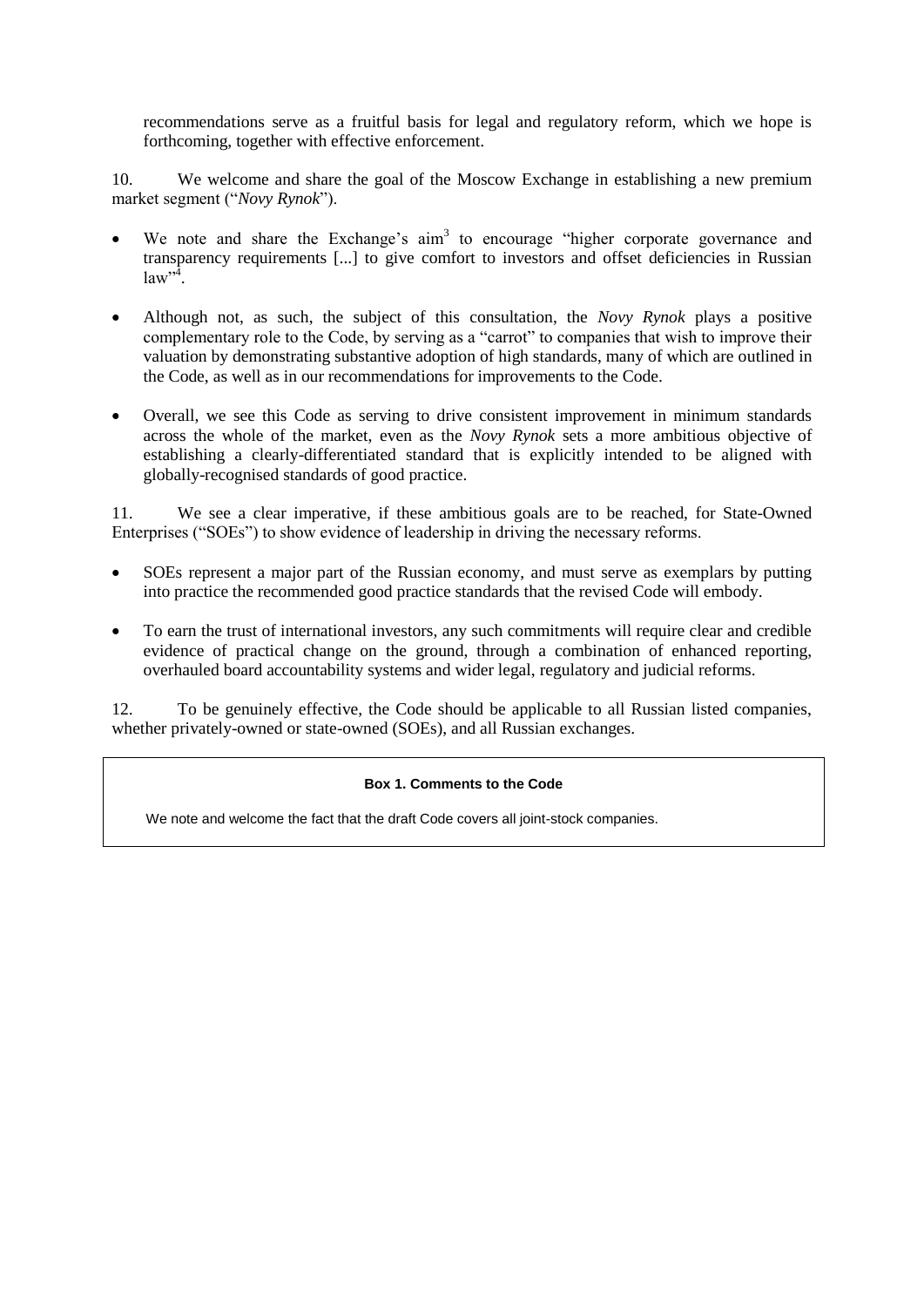recommendations serve as a fruitful basis for legal and regulatory reform, which we hope is forthcoming, together with effective enforcement.

10. We welcome and share the goal of the Moscow Exchange in establishing a new premium market segment ("*Novy Rynok*").

- We note and share the Exchange's aim[3] to encourage "higher corporate governance and transparency requirements [...] to give comfort to investors and offset deficiencies in Russian law"[4].
- Although not, as such, the subject of this consultation, the *Novy Rynok* plays a positive complementary role to the Code, by serving as a "carrot" to companies that wish to improve their valuation by demonstrating substantive adoption of high standards, many of which are outlined in the Code, as well as in our recommendations for improvements to the Code.
- Overall, we see this Code as serving to drive consistent improvement in minimum standards across the whole of the market, even as the *Novy Rynok* sets a more ambitious objective of establishing a clearly-differentiated standard that is explicitly intended to be aligned with globally-recognised standards of good practice.

11. We see a clear imperative, if these ambitious goals are to be reached, for State-Owned Enterprises ("SOEs") to show evidence of leadership in driving the necessary reforms.

- SOEs represent a major part of the Russian economy, and must serve as exemplars by putting into practice the recommended good practice standards that the revised Code will embody.
- To earn the trust of international investors, any such commitments will require clear and credible evidence of practical change on the ground, through a combination of enhanced reporting, overhauled board accountability systems and wider legal, regulatory and judicial reforms.

12. To be genuinely effective, the Code should be applicable to all Russian listed companies, whether privately-owned or state-owned (SOEs), and all Russian exchanges.

**Box 1. Comments to the Code**

We note and welcome the fact that the draft Code covers all joint-stock companies.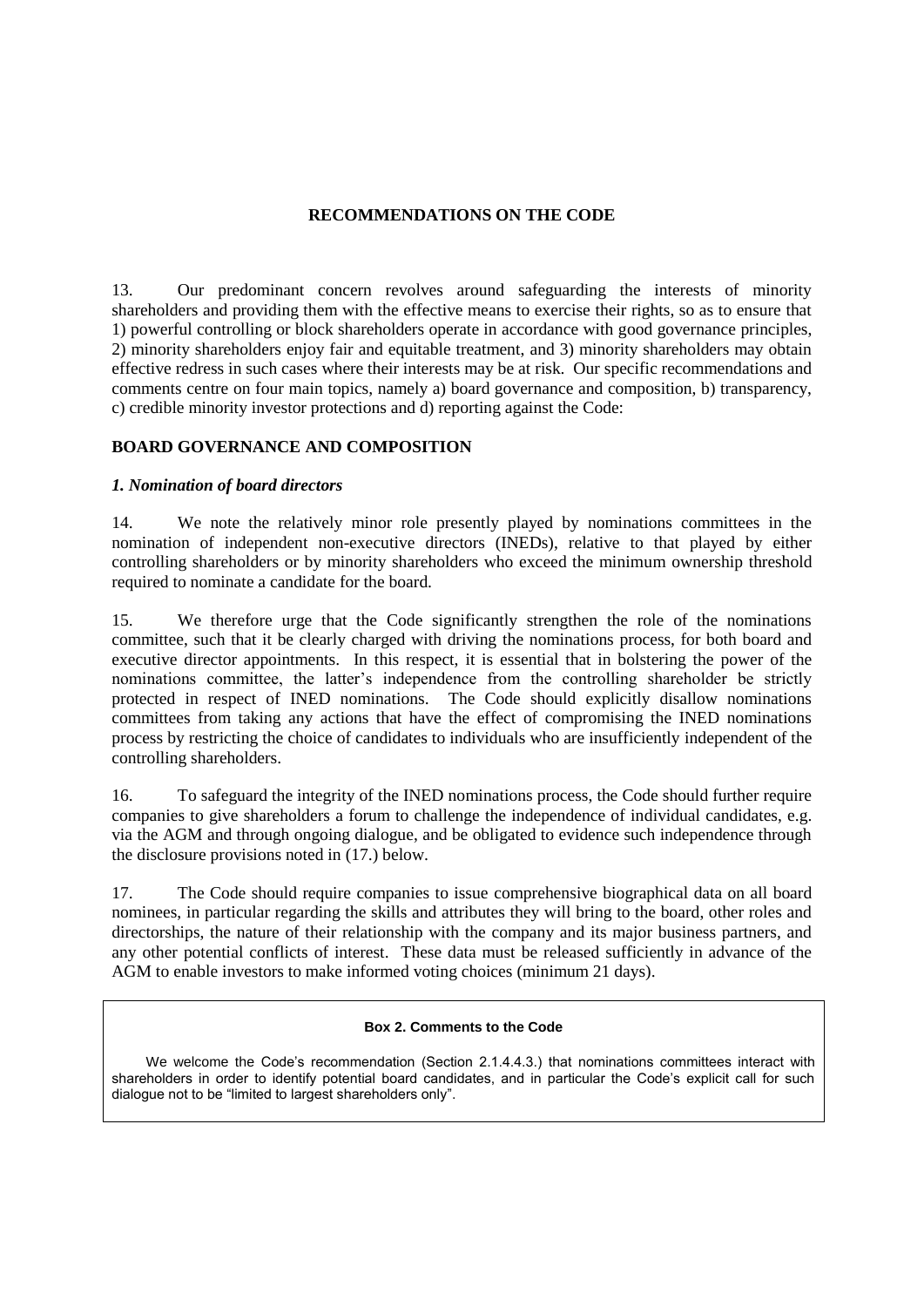## RECOMMENDATIONS ON THE CODE

13. Our predominant concern revolves around safeguarding the interests of minority shareholders and providing them with the effective means to exercise their rights, so as to ensure that 1) powerful controlling or block shareholders operate in accordance with good governance principles, 2) minority shareholders enjoy fair and equitable treatment, and 3) minority shareholders may obtain effective redress in such cases where their interests may be at risk. Our specific recommendations and comments centre on four main topics, namely a) board governance and composition, b) transparency, c) credible minority investor protections and d) reporting against the Code:

### BOARD GOVERNANCE AND COMPOSITION

#### *1. Nomination of board directors*

14. We note the relatively minor role presently played by nominations committees in the nomination of independent non-executive directors (INEDs), relative to that played by either controlling shareholders or by minority shareholders who exceed the minimum ownership threshold required to nominate a candidate for the board.

15. We therefore urge that the Code significantly strengthen the role of the nominations committee, such that it be clearly charged with driving the nominations process, for both board and executive director appointments. In this respect, it is essential that in bolstering the power of the nominations committee, the latter's independence from the controlling shareholder be strictly protected in respect of INED nominations. The Code should explicitly disallow nominations committees from taking any actions that have the effect of compromising the INED nominations process by restricting the choice of candidates to individuals who are insufficiently independent of the controlling shareholders.

16. To safeguard the integrity of the INED nominations process, the Code should further require companies to give shareholders a forum to challenge the independence of individual candidates, e.g. via the AGM and through ongoing dialogue, and be obligated to evidence such independence through the disclosure provisions noted in (17.) below.

17. The Code should require companies to issue comprehensive biographical data on all board nominees, in particular regarding the skills and attributes they will bring to the board, other roles and directorships, the nature of their relationship with the company and its major business partners, and any other potential conflicts of interest. These data must be released sufficiently in advance of the AGM to enable investors to make informed voting choices (minimum 21 days).

> **Box 2. Comments to the Code**
>
> We welcome the Code's recommendation (Section 2.1.4.4.3.) that nominations committees interact with shareholders in order to identify potential board candidates, and in particular the Code's explicit call for such dialogue not to be "limited to largest shareholders only".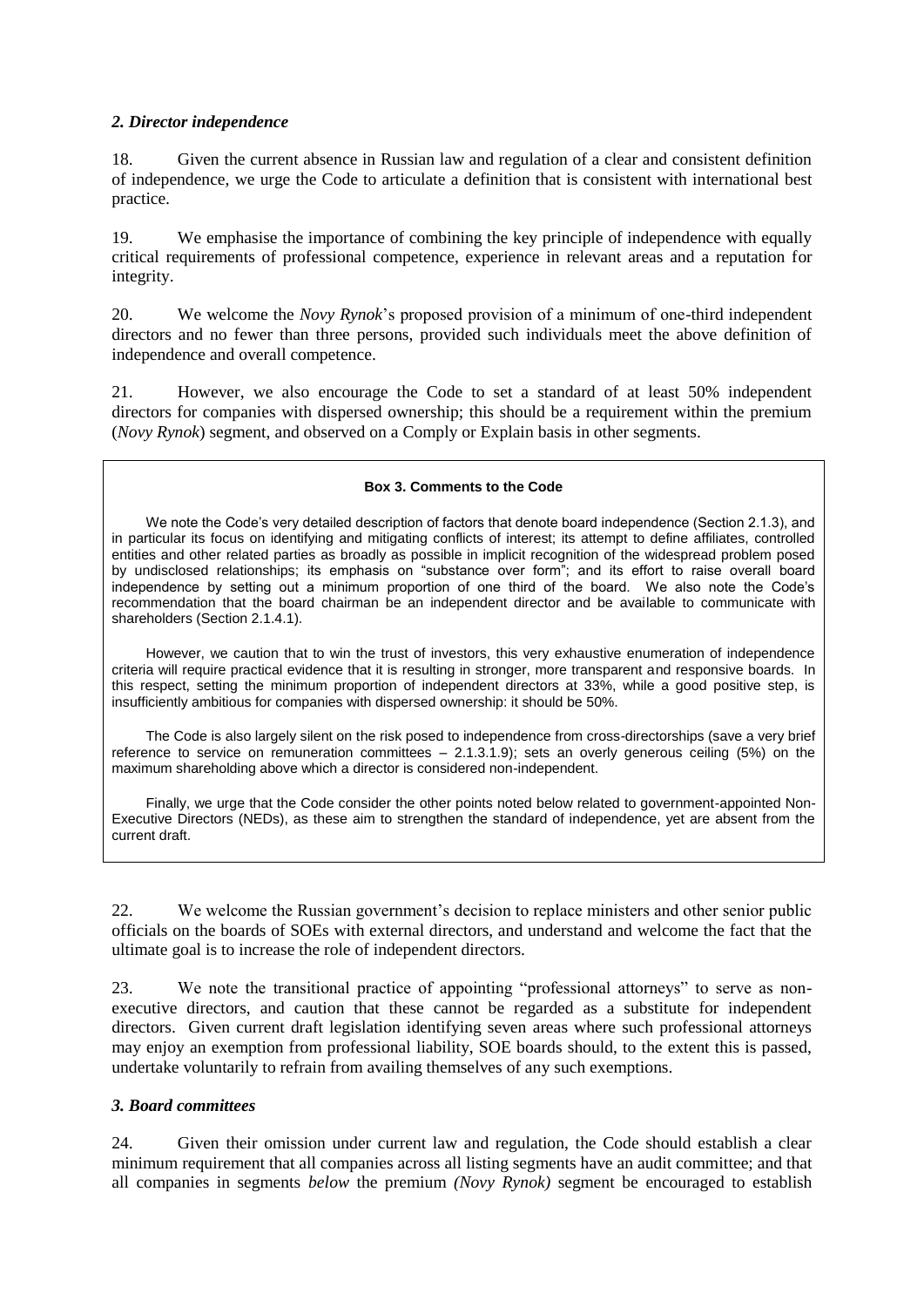### *2. Director independence*

18. Given the current absence in Russian law and regulation of a clear and consistent definition of independence, we urge the Code to articulate a definition that is consistent with international best practice.

19. We emphasise the importance of combining the key principle of independence with equally critical requirements of professional competence, experience in relevant areas and a reputation for integrity.

20. We welcome the *Novy Rynok*'s proposed provision of a minimum of one-third independent directors and no fewer than three persons, provided such individuals meet the above definition of independence and overall competence.

21. However, we also encourage the Code to set a standard of at least 50% independent directors for companies with dispersed ownership; this should be a requirement within the premium (*Novy Rynok*) segment, and observed on a Comply or Explain basis in other segments.

> **Box 3. Comments to the Code**
>
> We note the Code's very detailed description of factors that denote board independence (Section 2.1.3), and in particular its focus on identifying and mitigating conflicts of interest; its attempt to define affiliates, controlled entities and other related parties as broadly as possible in implicit recognition of the widespread problem posed by undisclosed relationships; its emphasis on "substance over form"; and its effort to raise overall board independence by setting out a minimum proportion of one third of the board. We also note the Code's recommendation that the board chairman be an independent director and be available to communicate with shareholders (Section 2.1.4.1).
>
> However, we caution that to win the trust of investors, this very exhaustive enumeration of independence criteria will require practical evidence that it is resulting in stronger, more transparent and responsive boards. In this respect, setting the minimum proportion of independent directors at 33%, while a good positive step, is insufficiently ambitious for companies with dispersed ownership: it should be 50%.
>
> The Code is also largely silent on the risk posed to independence from cross-directorships (save a very brief reference to service on remuneration committees – 2.1.3.1.9); sets an overly generous ceiling (5%) on the maximum shareholding above which a director is considered non-independent.
>
> Finally, we urge that the Code consider the other points noted below related to government-appointed Non-Executive Directors (NEDs), as these aim to strengthen the standard of independence, yet are absent from the current draft.

22. We welcome the Russian government's decision to replace ministers and other senior public officials on the boards of SOEs with external directors, and understand and welcome the fact that the ultimate goal is to increase the role of independent directors.

23. We note the transitional practice of appointing "professional attorneys" to serve as non-executive directors, and caution that these cannot be regarded as a substitute for independent directors. Given current draft legislation identifying seven areas where such professional attorneys may enjoy an exemption from professional liability, SOE boards should, to the extent this is passed, undertake voluntarily to refrain from availing themselves of any such exemptions.

### *3. Board committees*

24. Given their omission under current law and regulation, the Code should establish a clear minimum requirement that all companies across all listing segments have an audit committee; and that all companies in segments *below* the premium *(Novy Rynok)* segment be encouraged to establish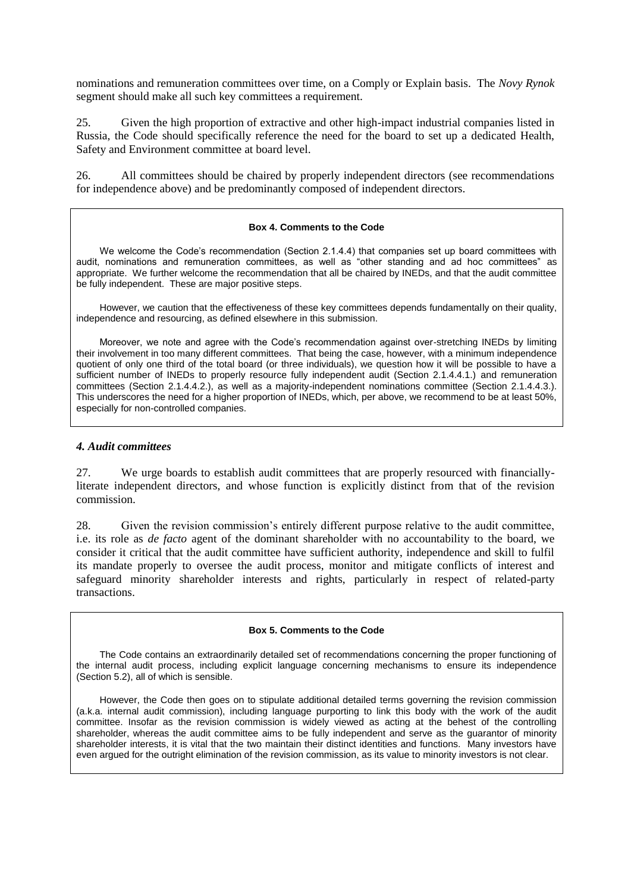nominations and remuneration committees over time, on a Comply or Explain basis. The *Novy Rynok* segment should make all such key committees a requirement.

25. Given the high proportion of extractive and other high-impact industrial companies listed in Russia, the Code should specifically reference the need for the board to set up a dedicated Health, Safety and Environment committee at board level.

26. All committees should be chaired by properly independent directors (see recommendations for independence above) and be predominantly composed of independent directors.

> **Box 4. Comments to the Code**
>
> We welcome the Code's recommendation (Section 2.1.4.4) that companies set up board committees with audit, nominations and remuneration committees, as well as "other standing and ad hoc committees" as appropriate. We further welcome the recommendation that all be chaired by INEDs, and that the audit committee be fully independent. These are major positive steps.
>
> However, we caution that the effectiveness of these key committees depends fundamentally on their quality, independence and resourcing, as defined elsewhere in this submission.
>
> Moreover, we note and agree with the Code's recommendation against over-stretching INEDs by limiting their involvement in too many different committees. That being the case, however, with a minimum independence quotient of only one third of the total board (or three individuals), we question how it will be possible to have a sufficient number of INEDs to properly resource fully independent audit (Section 2.1.4.4.1.) and remuneration committees (Section 2.1.4.4.2.), as well as a majority-independent nominations committee (Section 2.1.4.4.3.). This underscores the need for a higher proportion of INEDs, which, per above, we recommend to be at least 50%, especially for non-controlled companies.

### *4. Audit committees*

27. We urge boards to establish audit committees that are properly resourced with financially-literate independent directors, and whose function is explicitly distinct from that of the revision commission.

28. Given the revision commission's entirely different purpose relative to the audit committee, i.e. its role as *de facto* agent of the dominant shareholder with no accountability to the board, we consider it critical that the audit committee have sufficient authority, independence and skill to fulfil its mandate properly to oversee the audit process, monitor and mitigate conflicts of interest and safeguard minority shareholder interests and rights, particularly in respect of related-party transactions.

> **Box 5. Comments to the Code**
>
> The Code contains an extraordinarily detailed set of recommendations concerning the proper functioning of the internal audit process, including explicit language concerning mechanisms to ensure its independence (Section 5.2), all of which is sensible.
>
> However, the Code then goes on to stipulate additional detailed terms governing the revision commission (a.k.a. internal audit commission), including language purporting to link this body with the work of the audit committee. Insofar as the revision commission is widely viewed as acting at the behest of the controlling shareholder, whereas the audit committee aims to be fully independent and serve as the guarantor of minority shareholder interests, it is vital that the two maintain their distinct identities and functions. Many investors have even argued for the outright elimination of the revision commission, as its value to minority investors is not clear.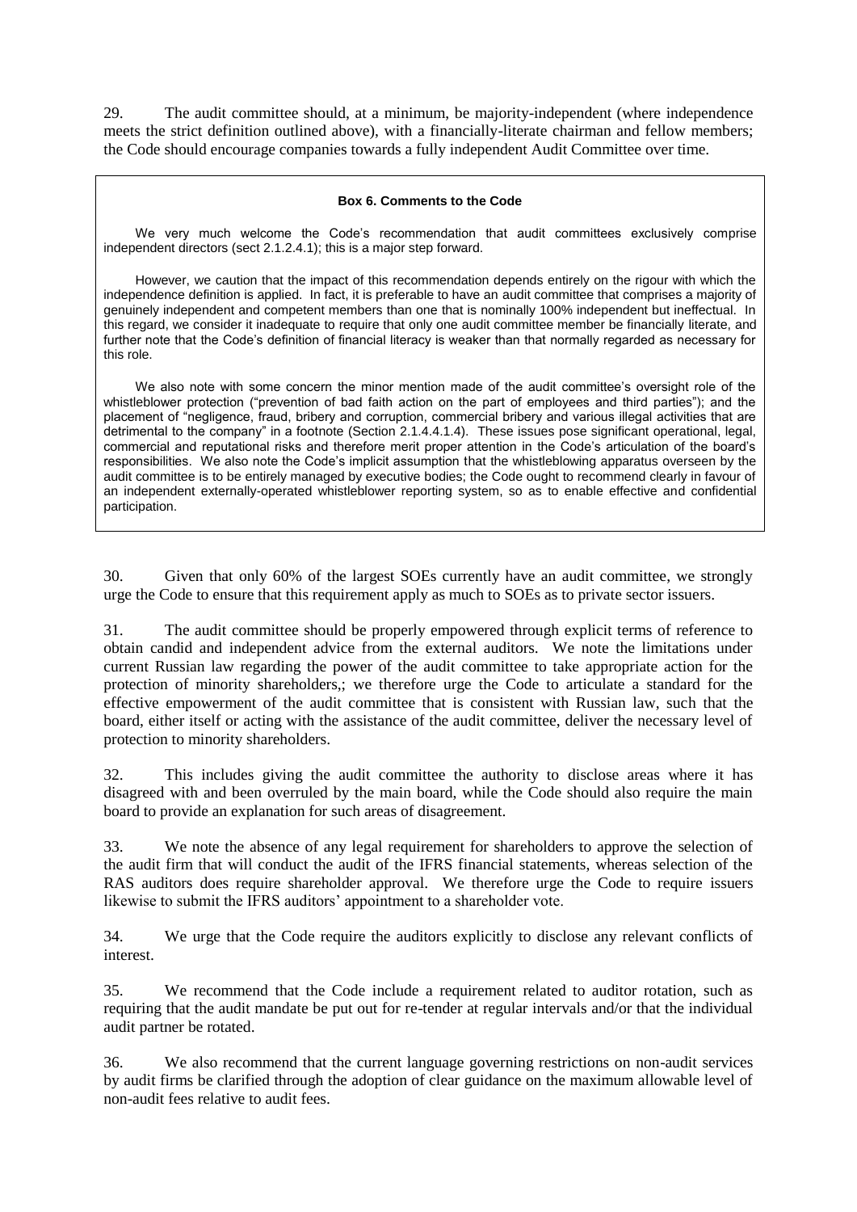29. The audit committee should, at a minimum, be majority-independent (where independence meets the strict definition outlined above), with a financially-literate chairman and fellow members; the Code should encourage companies towards a fully independent Audit Committee over time.

> **Box 6. Comments to the Code**
>
> We very much welcome the Code's recommendation that audit committees exclusively comprise independent directors (sect 2.1.2.4.1); this is a major step forward.
>
> However, we caution that the impact of this recommendation depends entirely on the rigour with which the independence definition is applied. In fact, it is preferable to have an audit committee that comprises a majority of genuinely independent and competent members than one that is nominally 100% independent but ineffectual. In this regard, we consider it inadequate to require that only one audit committee member be financially literate, and further note that the Code's definition of financial literacy is weaker than that normally regarded as necessary for this role.
>
> We also note with some concern the minor mention made of the audit committee's oversight role of the whistleblower protection ("prevention of bad faith action on the part of employees and third parties"); and the placement of "negligence, fraud, bribery and corruption, commercial bribery and various illegal activities that are detrimental to the company" in a footnote (Section 2.1.4.4.1.4). These issues pose significant operational, legal, commercial and reputational risks and therefore merit proper attention in the Code's articulation of the board's responsibilities. We also note the Code's implicit assumption that the whistleblowing apparatus overseen by the audit committee is to be entirely managed by executive bodies; the Code ought to recommend clearly in favour of an independent externally-operated whistleblower reporting system, so as to enable effective and confidential participation.

30. Given that only 60% of the largest SOEs currently have an audit committee, we strongly urge the Code to ensure that this requirement apply as much to SOEs as to private sector issuers.

31. The audit committee should be properly empowered through explicit terms of reference to obtain candid and independent advice from the external auditors. We note the limitations under current Russian law regarding the power of the audit committee to take appropriate action for the protection of minority shareholders,; we therefore urge the Code to articulate a standard for the effective empowerment of the audit committee that is consistent with Russian law, such that the board, either itself or acting with the assistance of the audit committee, deliver the necessary level of protection to minority shareholders.

32. This includes giving the audit committee the authority to disclose areas where it has disagreed with and been overruled by the main board, while the Code should also require the main board to provide an explanation for such areas of disagreement.

33. We note the absence of any legal requirement for shareholders to approve the selection of the audit firm that will conduct the audit of the IFRS financial statements, whereas selection of the RAS auditors does require shareholder approval. We therefore urge the Code to require issuers likewise to submit the IFRS auditors' appointment to a shareholder vote.

34. We urge that the Code require the auditors explicitly to disclose any relevant conflicts of interest.

35. We recommend that the Code include a requirement related to auditor rotation, such as requiring that the audit mandate be put out for re-tender at regular intervals and/or that the individual audit partner be rotated.

36. We also recommend that the current language governing restrictions on non-audit services by audit firms be clarified through the adoption of clear guidance on the maximum allowable level of non-audit fees relative to audit fees.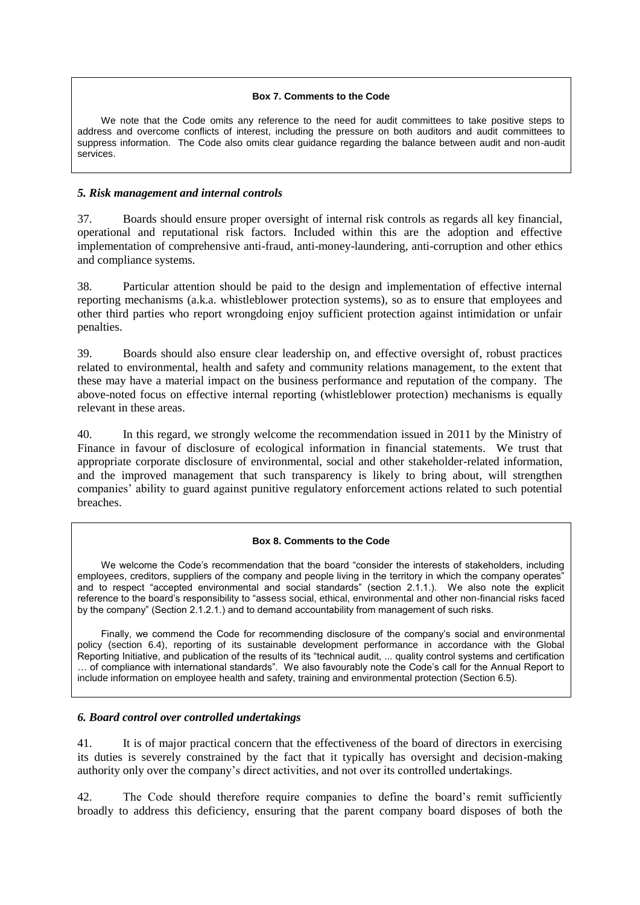**Box 7. Comments to the Code**

We note that the Code omits any reference to the need for audit committees to take positive steps to address and overcome conflicts of interest, including the pressure on both auditors and audit committees to suppress information. The Code also omits clear guidance regarding the balance between audit and non-audit services.

### *5. Risk management and internal controls*

37. Boards should ensure proper oversight of internal risk controls as regards all key financial, operational and reputational risk factors. Included within this are the adoption and effective implementation of comprehensive anti-fraud, anti-money-laundering, anti-corruption and other ethics and compliance systems.

38. Particular attention should be paid to the design and implementation of effective internal reporting mechanisms (a.k.a. whistleblower protection systems), so as to ensure that employees and other third parties who report wrongdoing enjoy sufficient protection against intimidation or unfair penalties.

39. Boards should also ensure clear leadership on, and effective oversight of, robust practices related to environmental, health and safety and community relations management, to the extent that these may have a material impact on the business performance and reputation of the company. The above-noted focus on effective internal reporting (whistleblower protection) mechanisms is equally relevant in these areas.

40. In this regard, we strongly welcome the recommendation issued in 2011 by the Ministry of Finance in favour of disclosure of ecological information in financial statements. We trust that appropriate corporate disclosure of environmental, social and other stakeholder-related information, and the improved management that such transparency is likely to bring about, will strengthen companies' ability to guard against punitive regulatory enforcement actions related to such potential breaches.

**Box 8. Comments to the Code**

We welcome the Code's recommendation that the board "consider the interests of stakeholders, including employees, creditors, suppliers of the company and people living in the territory in which the company operates" and to respect "accepted environmental and social standards" (section 2.1.1.). We also note the explicit reference to the board's responsibility to "assess social, ethical, environmental and other non-financial risks faced by the company" (Section 2.1.2.1.) and to demand accountability from management of such risks.

Finally, we commend the Code for recommending disclosure of the company's social and environmental policy (section 6.4), reporting of its sustainable development performance in accordance with the Global Reporting Initiative, and publication of the results of its "technical audit, ... quality control systems and certification … of compliance with international standards". We also favourably note the Code's call for the Annual Report to include information on employee health and safety, training and environmental protection (Section 6.5).

### *6. Board control over controlled undertakings*

41. It is of major practical concern that the effectiveness of the board of directors in exercising its duties is severely constrained by the fact that it typically has oversight and decision-making authority only over the company's direct activities, and not over its controlled undertakings.

42. The Code should therefore require companies to define the board's remit sufficiently broadly to address this deficiency, ensuring that the parent company board disposes of both the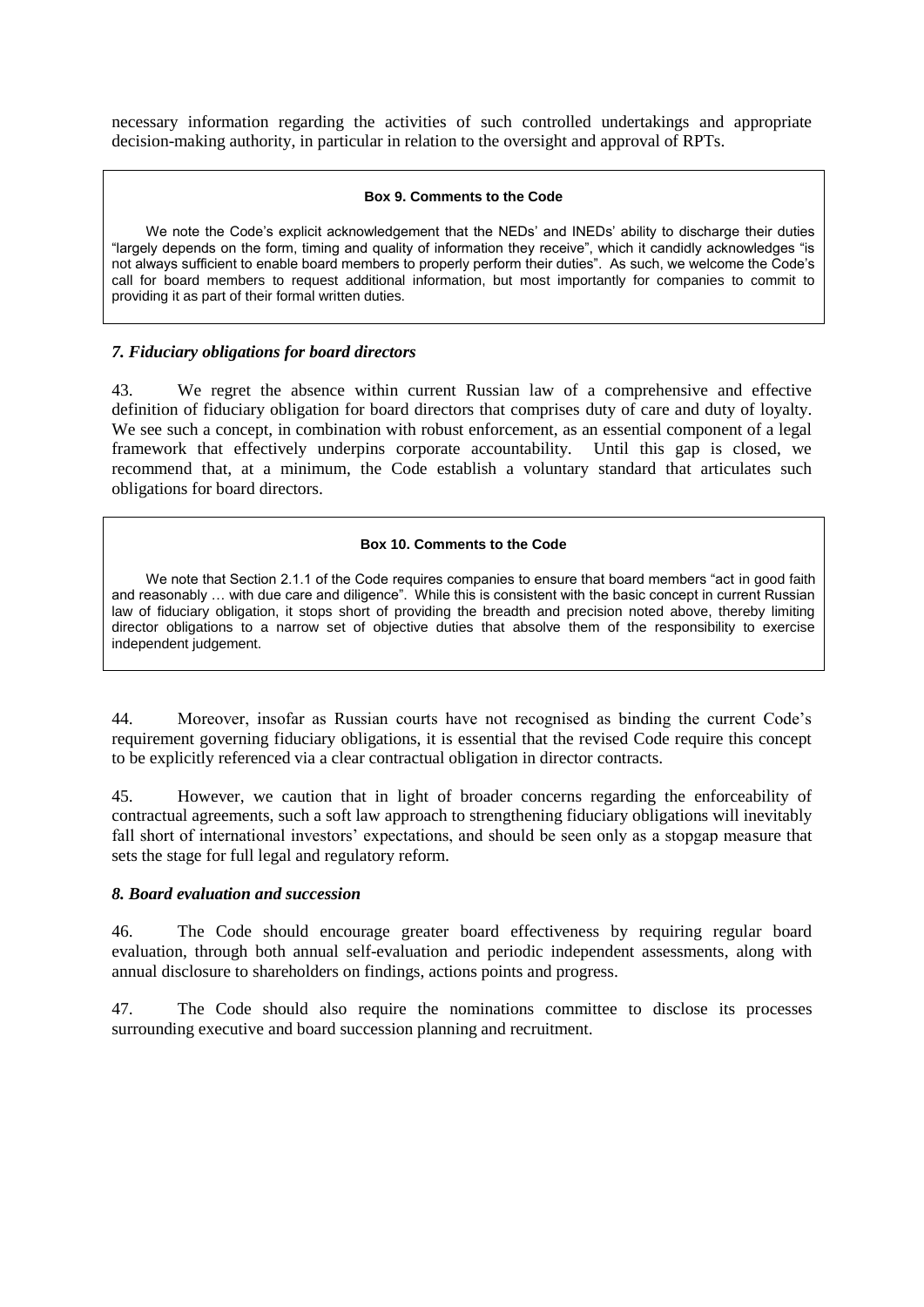necessary information regarding the activities of such controlled undertakings and appropriate decision-making authority, in particular in relation to the oversight and approval of RPTs.

> **Box 9. Comments to the Code**
>
> We note the Code's explicit acknowledgement that the NEDs' and INEDs' ability to discharge their duties "largely depends on the form, timing and quality of information they receive", which it candidly acknowledges "is not always sufficient to enable board members to properly perform their duties". As such, we welcome the Code's call for board members to request additional information, but most importantly for companies to commit to providing it as part of their formal written duties.

### *7. Fiduciary obligations for board directors*

43. We regret the absence within current Russian law of a comprehensive and effective definition of fiduciary obligation for board directors that comprises duty of care and duty of loyalty. We see such a concept, in combination with robust enforcement, as an essential component of a legal framework that effectively underpins corporate accountability. Until this gap is closed, we recommend that, at a minimum, the Code establish a voluntary standard that articulates such obligations for board directors.

> **Box 10. Comments to the Code**
>
> We note that Section 2.1.1 of the Code requires companies to ensure that board members "act in good faith and reasonably … with due care and diligence". While this is consistent with the basic concept in current Russian law of fiduciary obligation, it stops short of providing the breadth and precision noted above, thereby limiting director obligations to a narrow set of objective duties that absolve them of the responsibility to exercise independent judgement.

44. Moreover, insofar as Russian courts have not recognised as binding the current Code's requirement governing fiduciary obligations, it is essential that the revised Code require this concept to be explicitly referenced via a clear contractual obligation in director contracts.

45. However, we caution that in light of broader concerns regarding the enforceability of contractual agreements, such a soft law approach to strengthening fiduciary obligations will inevitably fall short of international investors' expectations, and should be seen only as a stopgap measure that sets the stage for full legal and regulatory reform.

### *8. Board evaluation and succession*

46. The Code should encourage greater board effectiveness by requiring regular board evaluation, through both annual self-evaluation and periodic independent assessments, along with annual disclosure to shareholders on findings, actions points and progress.

47. The Code should also require the nominations committee to disclose its processes surrounding executive and board succession planning and recruitment.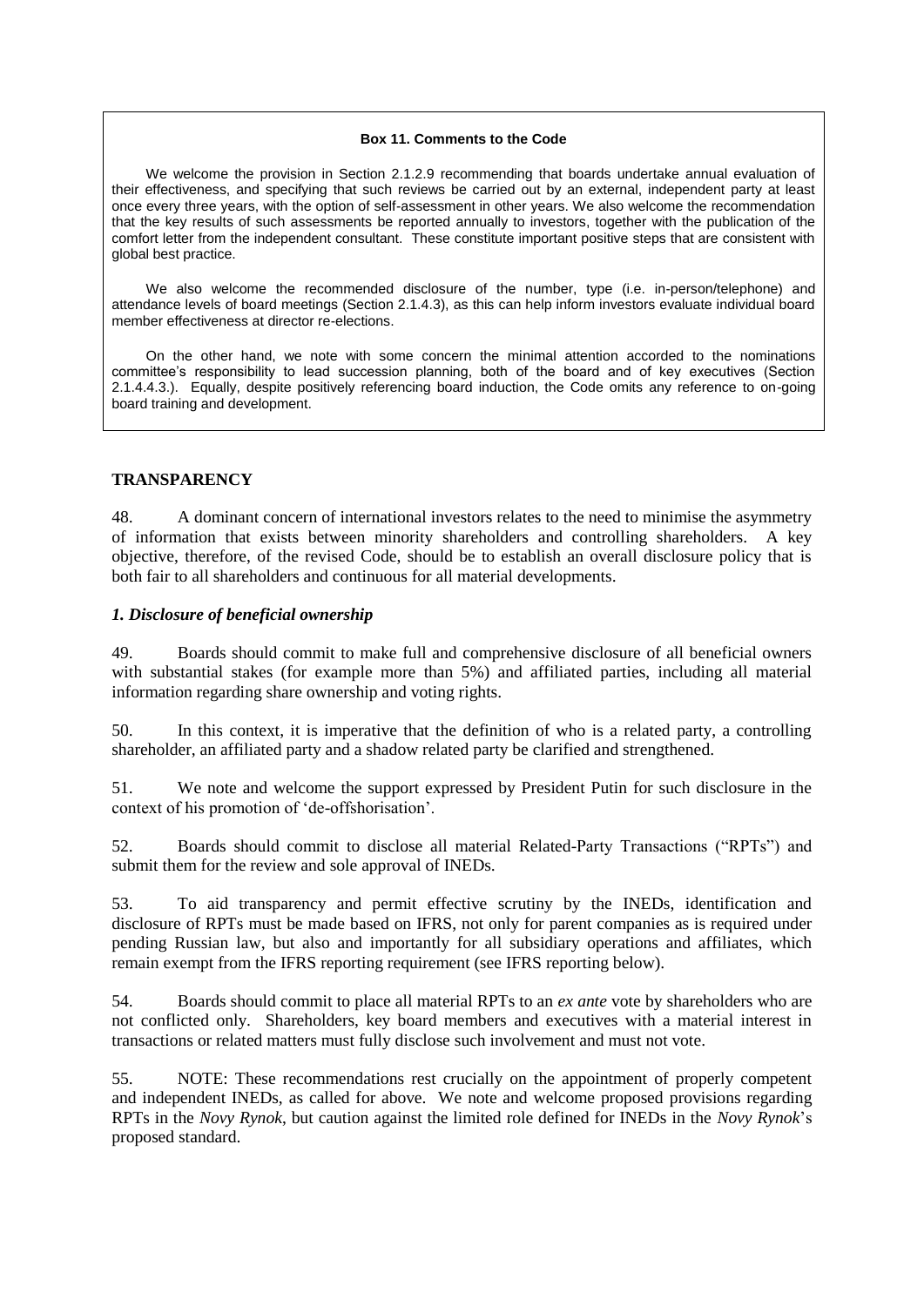**Box 11. Comments to the Code**

We welcome the provision in Section 2.1.2.9 recommending that boards undertake annual evaluation of their effectiveness, and specifying that such reviews be carried out by an external, independent party at least once every three years, with the option of self-assessment in other years. We also welcome the recommendation that the key results of such assessments be reported annually to investors, together with the publication of the comfort letter from the independent consultant. These constitute important positive steps that are consistent with global best practice.

We also welcome the recommended disclosure of the number, type (i.e. in-person/telephone) and attendance levels of board meetings (Section 2.1.4.3), as this can help inform investors evaluate individual board member effectiveness at director re-elections.

On the other hand, we note with some concern the minimal attention accorded to the nominations committee's responsibility to lead succession planning, both of the board and of key executives (Section 2.1.4.4.3.). Equally, despite positively referencing board induction, the Code omits any reference to on-going board training and development.

## TRANSPARENCY

48. A dominant concern of international investors relates to the need to minimise the asymmetry of information that exists between minority shareholders and controlling shareholders. A key objective, therefore, of the revised Code, should be to establish an overall disclosure policy that is both fair to all shareholders and continuous for all material developments.

### *1. Disclosure of beneficial ownership*

49. Boards should commit to make full and comprehensive disclosure of all beneficial owners with substantial stakes (for example more than 5%) and affiliated parties, including all material information regarding share ownership and voting rights.

50. In this context, it is imperative that the definition of who is a related party, a controlling shareholder, an affiliated party and a shadow related party be clarified and strengthened.

51. We note and welcome the support expressed by President Putin for such disclosure in the context of his promotion of 'de-offshorisation'.

52. Boards should commit to disclose all material Related-Party Transactions ("RPTs") and submit them for the review and sole approval of INEDs.

53. To aid transparency and permit effective scrutiny by the INEDs, identification and disclosure of RPTs must be made based on IFRS, not only for parent companies as is required under pending Russian law, but also and importantly for all subsidiary operations and affiliates, which remain exempt from the IFRS reporting requirement (see IFRS reporting below).

54. Boards should commit to place all material RPTs to an *ex ante* vote by shareholders who are not conflicted only. Shareholders, key board members and executives with a material interest in transactions or related matters must fully disclose such involvement and must not vote.

55. NOTE: These recommendations rest crucially on the appointment of properly competent and independent INEDs, as called for above. We note and welcome proposed provisions regarding RPTs in the *Novy Rynok*, but caution against the limited role defined for INEDs in the *Novy Rynok*'s proposed standard.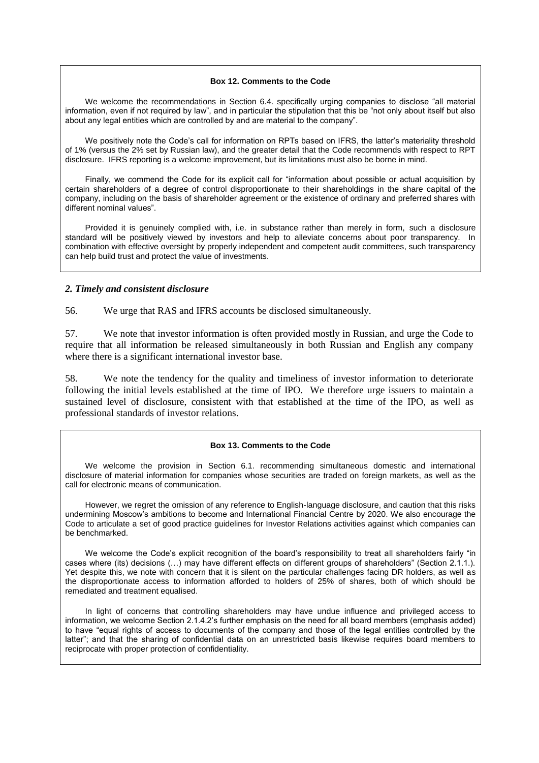**Box 12. Comments to the Code**

We welcome the recommendations in Section 6.4. specifically urging companies to disclose "all material information, even if not required by law", and in particular the stipulation that this be "not only about itself but also about any legal entities which are controlled by and are material to the company".

We positively note the Code's call for information on RPTs based on IFRS, the latter's materiality threshold of 1% (versus the 2% set by Russian law), and the greater detail that the Code recommends with respect to RPT disclosure. IFRS reporting is a welcome improvement, but its limitations must also be borne in mind.

Finally, we commend the Code for its explicit call for "information about possible or actual acquisition by certain shareholders of a degree of control disproportionate to their shareholdings in the share capital of the company, including on the basis of shareholder agreement or the existence of ordinary and preferred shares with different nominal values".

Provided it is genuinely complied with, i.e. in substance rather than merely in form, such a disclosure standard will be positively viewed by investors and help to alleviate concerns about poor transparency. In combination with effective oversight by properly independent and competent audit committees, such transparency can help build trust and protect the value of investments.

### *2. Timely and consistent disclosure*

56. We urge that RAS and IFRS accounts be disclosed simultaneously.

57. We note that investor information is often provided mostly in Russian, and urge the Code to require that all information be released simultaneously in both Russian and English any company where there is a significant international investor base.

58. We note the tendency for the quality and timeliness of investor information to deteriorate following the initial levels established at the time of IPO. We therefore urge issuers to maintain a sustained level of disclosure, consistent with that established at the time of the IPO, as well as professional standards of investor relations.

**Box 13. Comments to the Code**

We welcome the provision in Section 6.1. recommending simultaneous domestic and international disclosure of material information for companies whose securities are traded on foreign markets, as well as the call for electronic means of communication.

However, we regret the omission of any reference to English-language disclosure, and caution that this risks undermining Moscow's ambitions to become and International Financial Centre by 2020. We also encourage the Code to articulate a set of good practice guidelines for Investor Relations activities against which companies can be benchmarked.

We welcome the Code's explicit recognition of the board's responsibility to treat all shareholders fairly "in cases where (its) decisions (…) may have different effects on different groups of shareholders" (Section 2.1.1.). Yet despite this, we note with concern that it is silent on the particular challenges facing DR holders, as well as the disproportionate access to information afforded to holders of 25% of shares, both of which should be remediated and treatment equalised.

In light of concerns that controlling shareholders may have undue influence and privileged access to information, we welcome Section 2.1.4.2's further emphasis on the need for all board members (emphasis added) to have "equal rights of access to documents of the company and those of the legal entities controlled by the latter"; and that the sharing of confidential data on an unrestricted basis likewise requires board members to reciprocate with proper protection of confidentiality.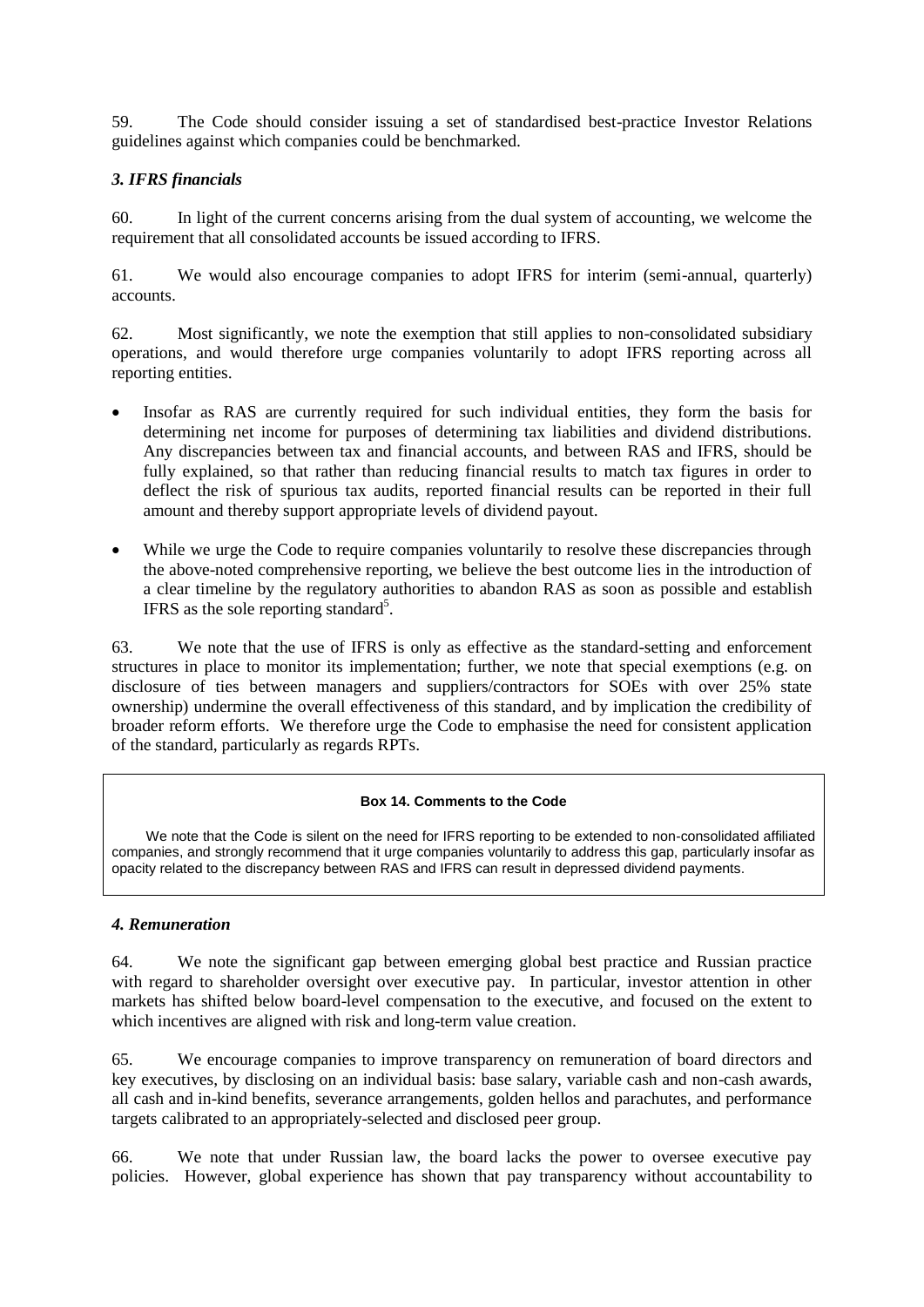59. The Code should consider issuing a set of standardised best-practice Investor Relations guidelines against which companies could be benchmarked.

### *3. IFRS financials*

60. In light of the current concerns arising from the dual system of accounting, we welcome the requirement that all consolidated accounts be issued according to IFRS.

61. We would also encourage companies to adopt IFRS for interim (semi-annual, quarterly) accounts.

62. Most significantly, we note the exemption that still applies to non-consolidated subsidiary operations, and would therefore urge companies voluntarily to adopt IFRS reporting across all reporting entities.

- Insofar as RAS are currently required for such individual entities, they form the basis for determining net income for purposes of determining tax liabilities and dividend distributions. Any discrepancies between tax and financial accounts, and between RAS and IFRS, should be fully explained, so that rather than reducing financial results to match tax figures in order to deflect the risk of spurious tax audits, reported financial results can be reported in their full amount and thereby support appropriate levels of dividend payout.
- While we urge the Code to require companies voluntarily to resolve these discrepancies through the above-noted comprehensive reporting, we believe the best outcome lies in the introduction of a clear timeline by the regulatory authorities to abandon RAS as soon as possible and establish IFRS as the sole reporting standard[5].

63. We note that the use of IFRS is only as effective as the standard-setting and enforcement structures in place to monitor its implementation; further, we note that special exemptions (e.g. on disclosure of ties between managers and suppliers/contractors for SOEs with over 25% state ownership) undermine the overall effectiveness of this standard, and by implication the credibility of broader reform efforts. We therefore urge the Code to emphasise the need for consistent application of the standard, particularly as regards RPTs.

**Box 14. Comments to the Code**

We note that the Code is silent on the need for IFRS reporting to be extended to non-consolidated affiliated companies, and strongly recommend that it urge companies voluntarily to address this gap, particularly insofar as opacity related to the discrepancy between RAS and IFRS can result in depressed dividend payments.

### *4. Remuneration*

64. We note the significant gap between emerging global best practice and Russian practice with regard to shareholder oversight over executive pay. In particular, investor attention in other markets has shifted below board-level compensation to the executive, and focused on the extent to which incentives are aligned with risk and long-term value creation.

65. We encourage companies to improve transparency on remuneration of board directors and key executives, by disclosing on an individual basis: base salary, variable cash and non-cash awards, all cash and in-kind benefits, severance arrangements, golden hellos and parachutes, and performance targets calibrated to an appropriately-selected and disclosed peer group.

66. We note that under Russian law, the board lacks the power to oversee executive pay policies. However, global experience has shown that pay transparency without accountability to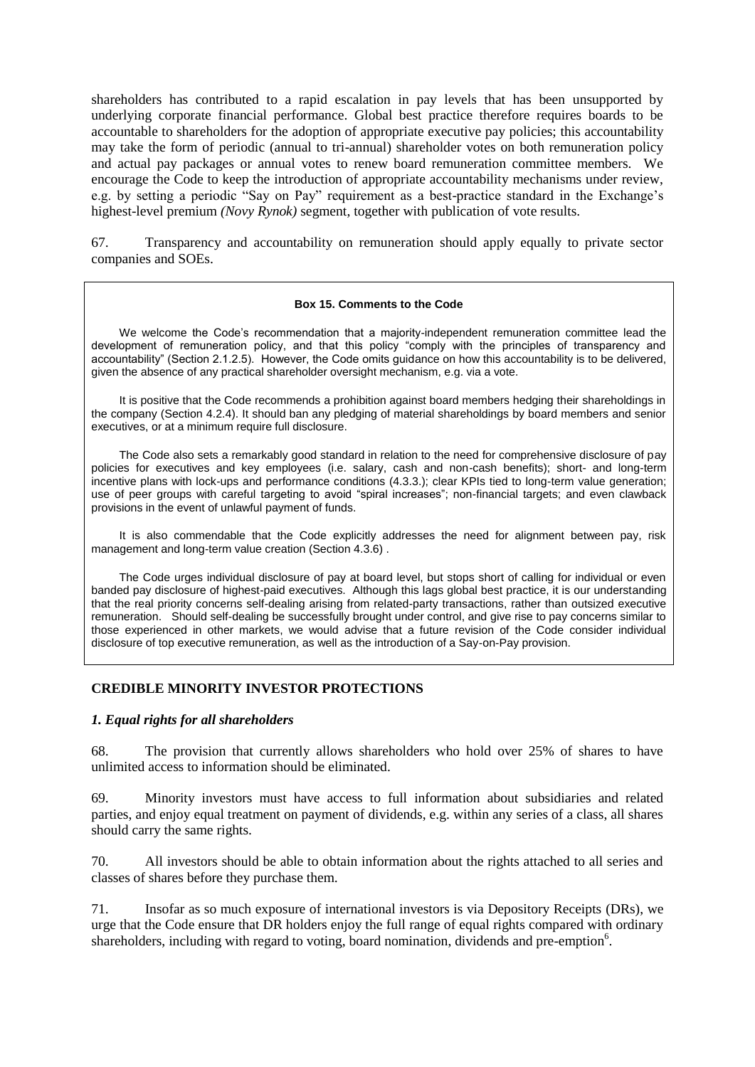shareholders has contributed to a rapid escalation in pay levels that has been unsupported by underlying corporate financial performance. Global best practice therefore requires boards to be accountable to shareholders for the adoption of appropriate executive pay policies; this accountability may take the form of periodic (annual to tri-annual) shareholder votes on both remuneration policy and actual pay packages or annual votes to renew board remuneration committee members. We encourage the Code to keep the introduction of appropriate accountability mechanisms under review, e.g. by setting a periodic "Say on Pay" requirement as a best-practice standard in the Exchange's highest-level premium *(Novy Rynok)* segment, together with publication of vote results.

67. Transparency and accountability on remuneration should apply equally to private sector companies and SOEs.

> **Box 15. Comments to the Code**
>
> We welcome the Code's recommendation that a majority-independent remuneration committee lead the development of remuneration policy, and that this policy "comply with the principles of transparency and accountability" (Section 2.1.2.5). However, the Code omits guidance on how this accountability is to be delivered, given the absence of any practical shareholder oversight mechanism, e.g. via a vote.
>
> It is positive that the Code recommends a prohibition against board members hedging their shareholdings in the company (Section 4.2.4). It should ban any pledging of material shareholdings by board members and senior executives, or at a minimum require full disclosure.
>
> The Code also sets a remarkably good standard in relation to the need for comprehensive disclosure of pay policies for executives and key employees (i.e. salary, cash and non-cash benefits); short- and long-term incentive plans with lock-ups and performance conditions (4.3.3.); clear KPIs tied to long-term value generation; use of peer groups with careful targeting to avoid "spiral increases"; non-financial targets; and even clawback provisions in the event of unlawful payment of funds.
>
> It is also commendable that the Code explicitly addresses the need for alignment between pay, risk management and long-term value creation (Section 4.3.6) .
>
> The Code urges individual disclosure of pay at board level, but stops short of calling for individual or even banded pay disclosure of highest-paid executives. Although this lags global best practice, it is our understanding that the real priority concerns self-dealing arising from related-party transactions, rather than outsized executive remuneration. Should self-dealing be successfully brought under control, and give rise to pay concerns similar to those experienced in other markets, we would advise that a future revision of the Code consider individual disclosure of top executive remuneration, as well as the introduction of a Say-on-Pay provision.

## CREDIBLE MINORITY INVESTOR PROTECTIONS

### *1. Equal rights for all shareholders*

68. The provision that currently allows shareholders who hold over 25% of shares to have unlimited access to information should be eliminated.

69. Minority investors must have access to full information about subsidiaries and related parties, and enjoy equal treatment on payment of dividends, e.g. within any series of a class, all shares should carry the same rights.

70. All investors should be able to obtain information about the rights attached to all series and classes of shares before they purchase them.

71. Insofar as so much exposure of international investors is via Depository Receipts (DRs), we urge that the Code ensure that DR holders enjoy the full range of equal rights compared with ordinary shareholders, including with regard to voting, board nomination, dividends and pre-emption[6].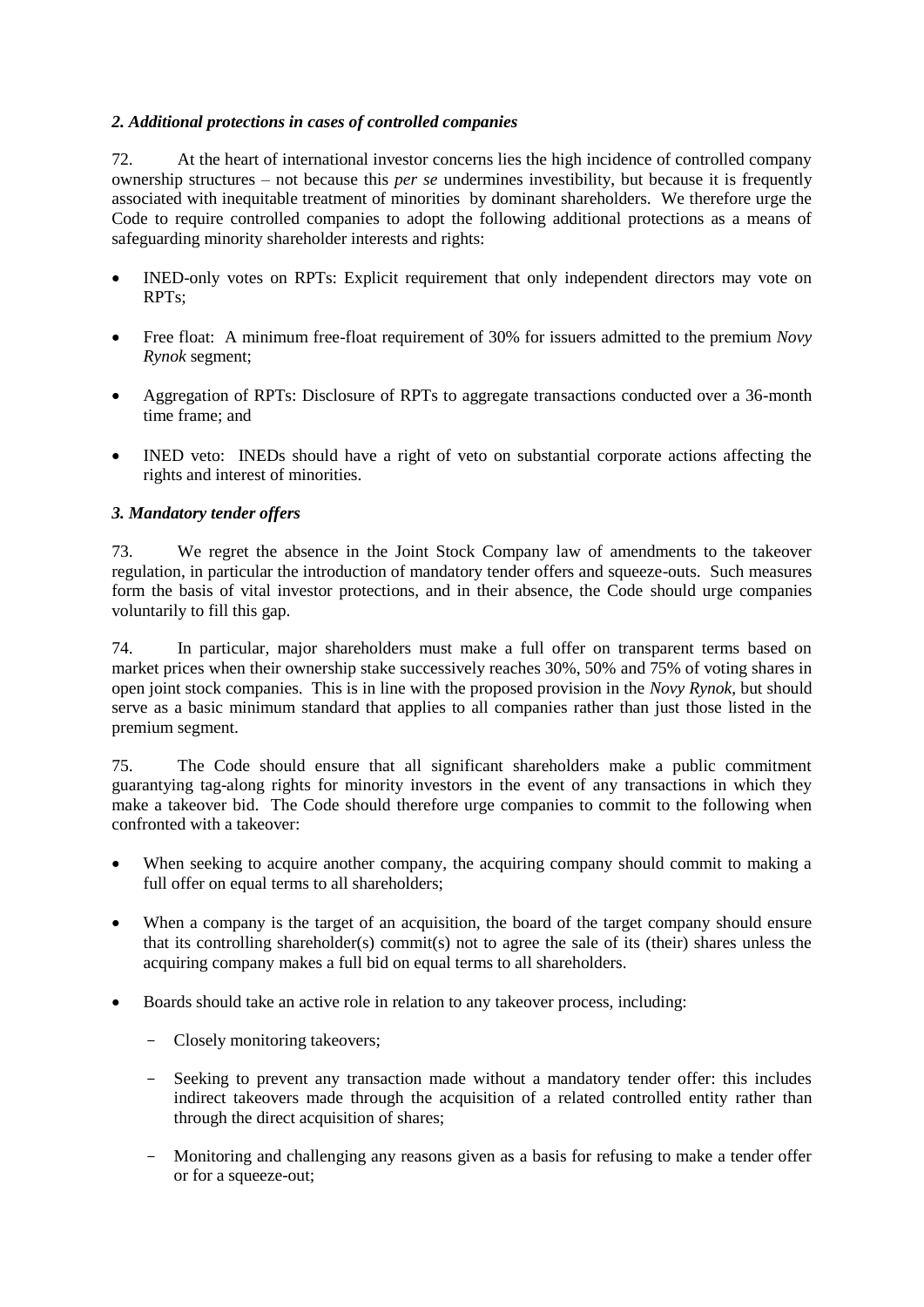### *2. Additional protections in cases of controlled companies*

72. At the heart of international investor concerns lies the high incidence of controlled company ownership structures – not because this *per se* undermines investibility, but because it is frequently associated with inequitable treatment of minorities by dominant shareholders. We therefore urge the Code to require controlled companies to adopt the following additional protections as a means of safeguarding minority shareholder interests and rights:

- INED-only votes on RPTs: Explicit requirement that only independent directors may vote on RPTs;
- Free float: A minimum free-float requirement of 30% for issuers admitted to the premium *Novy Rynok* segment;
- Aggregation of RPTs: Disclosure of RPTs to aggregate transactions conducted over a 36-month time frame; and
- INED veto: INEDs should have a right of veto on substantial corporate actions affecting the rights and interest of minorities.

### *3. Mandatory tender offers*

73. We regret the absence in the Joint Stock Company law of amendments to the takeover regulation, in particular the introduction of mandatory tender offers and squeeze-outs. Such measures form the basis of vital investor protections, and in their absence, the Code should urge companies voluntarily to fill this gap.

74. In particular, major shareholders must make a full offer on transparent terms based on market prices when their ownership stake successively reaches 30%, 50% and 75% of voting shares in open joint stock companies. This is in line with the proposed provision in the *Novy Rynok*, but should serve as a basic minimum standard that applies to all companies rather than just those listed in the premium segment.

75. The Code should ensure that all significant shareholders make a public commitment guarantying tag-along rights for minority investors in the event of any transactions in which they make a takeover bid. The Code should therefore urge companies to commit to the following when confronted with a takeover:

- When seeking to acquire another company, the acquiring company should commit to making a full offer on equal terms to all shareholders;
- When a company is the target of an acquisition, the board of the target company should ensure that its controlling shareholder(s) commit(s) not to agree the sale of its (their) shares unless the acquiring company makes a full bid on equal terms to all shareholders.
- Boards should take an active role in relation to any takeover process, including:
  - Closely monitoring takeovers;
  - Seeking to prevent any transaction made without a mandatory tender offer: this includes indirect takeovers made through the acquisition of a related controlled entity rather than through the direct acquisition of shares;
  - Monitoring and challenging any reasons given as a basis for refusing to make a tender offer or for a squeeze-out;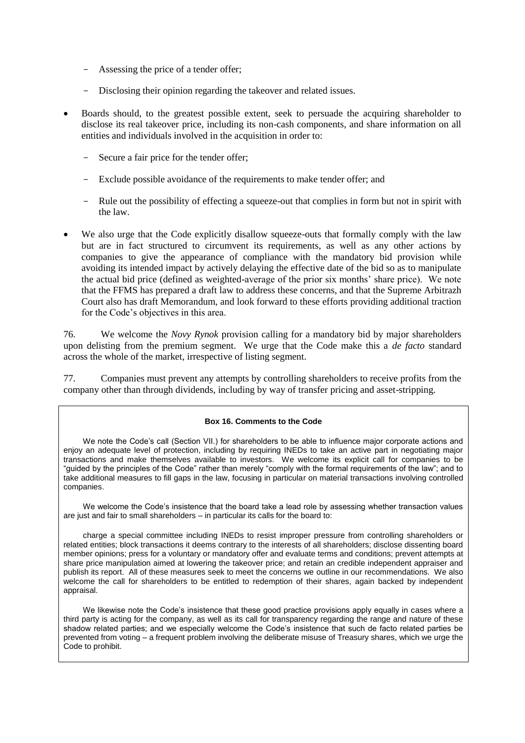- Assessing the price of a tender offer;
  - Disclosing their opinion regarding the takeover and related issues.

- Boards should, to the greatest possible extent, seek to persuade the acquiring shareholder to disclose its real takeover price, including its non-cash components, and share information on all entities and individuals involved in the acquisition in order to:
  - Secure a fair price for the tender offer;
  - Exclude possible avoidance of the requirements to make tender offer; and
  - Rule out the possibility of effecting a squeeze-out that complies in form but not in spirit with the law.

- We also urge that the Code explicitly disallow squeeze-outs that formally comply with the law but are in fact structured to circumvent its requirements, as well as any other actions by companies to give the appearance of compliance with the mandatory bid provision while avoiding its intended impact by actively delaying the effective date of the bid so as to manipulate the actual bid price (defined as weighted-average of the prior six months' share price). We note that the FFMS has prepared a draft law to address these concerns, and that the Supreme Arbitrazh Court also has draft Memorandum, and look forward to these efforts providing additional traction for the Code's objectives in this area.

76. We welcome the *Novy Rynok* provision calling for a mandatory bid by major shareholders upon delisting from the premium segment. We urge that the Code make this a *de facto* standard across the whole of the market, irrespective of listing segment.

77. Companies must prevent any attempts by controlling shareholders to receive profits from the company other than through dividends, including by way of transfer pricing and asset-stripping.

**Box 16. Comments to the Code**

We note the Code's call (Section VII.) for shareholders to be able to influence major corporate actions and enjoy an adequate level of protection, including by requiring INEDs to take an active part in negotiating major transactions and make themselves available to investors. We welcome its explicit call for companies to be "guided by the principles of the Code" rather than merely "comply with the formal requirements of the law"; and to take additional measures to fill gaps in the law, focusing in particular on material transactions involving controlled companies.

We welcome the Code's insistence that the board take a lead role by assessing whether transaction values are just and fair to small shareholders – in particular its calls for the board to:

charge a special committee including INEDs to resist improper pressure from controlling shareholders or related entities; block transactions it deems contrary to the interests of all shareholders; disclose dissenting board member opinions; press for a voluntary or mandatory offer and evaluate terms and conditions; prevent attempts at share price manipulation aimed at lowering the takeover price; and retain an credible independent appraiser and publish its report. All of these measures seek to meet the concerns we outline in our recommendations. We also welcome the call for shareholders to be entitled to redemption of their shares, again backed by independent appraisal.

We likewise note the Code's insistence that these good practice provisions apply equally in cases where a third party is acting for the company, as well as its call for transparency regarding the range and nature of these shadow related parties; and we especially welcome the Code's insistence that such de facto related parties be prevented from voting – a frequent problem involving the deliberate misuse of Treasury shares, which we urge the Code to prohibit.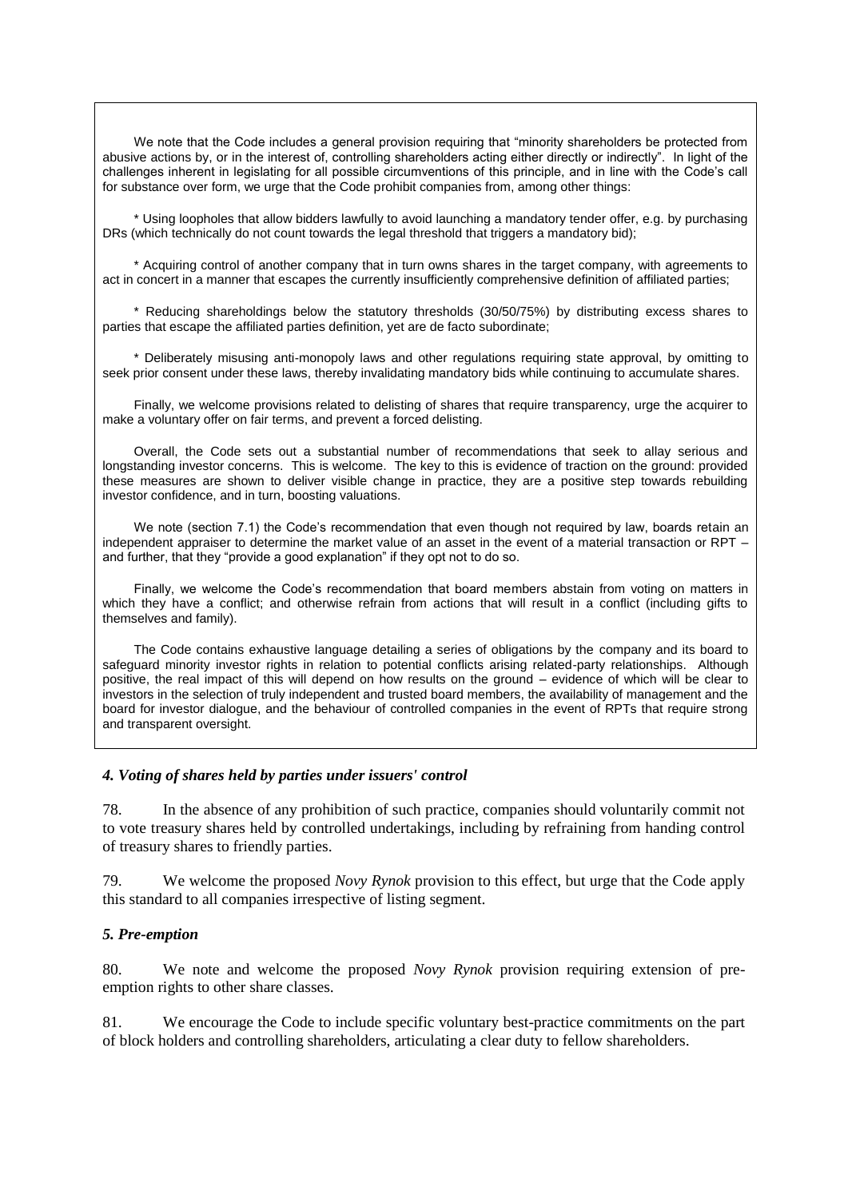We note that the Code includes a general provision requiring that "minority shareholders be protected from abusive actions by, or in the interest of, controlling shareholders acting either directly or indirectly". In light of the challenges inherent in legislating for all possible circumventions of this principle, and in line with the Code's call for substance over form, we urge that the Code prohibit companies from, among other things:

* Using loopholes that allow bidders lawfully to avoid launching a mandatory tender offer, e.g. by purchasing DRs (which technically do not count towards the legal threshold that triggers a mandatory bid);

* Acquiring control of another company that in turn owns shares in the target company, with agreements to act in concert in a manner that escapes the currently insufficiently comprehensive definition of affiliated parties;

* Reducing shareholdings below the statutory thresholds (30/50/75%) by distributing excess shares to parties that escape the affiliated parties definition, yet are de facto subordinate;

* Deliberately misusing anti-monopoly laws and other regulations requiring state approval, by omitting to seek prior consent under these laws, thereby invalidating mandatory bids while continuing to accumulate shares.

Finally, we welcome provisions related to delisting of shares that require transparency, urge the acquirer to make a voluntary offer on fair terms, and prevent a forced delisting.

Overall, the Code sets out a substantial number of recommendations that seek to allay serious and longstanding investor concerns. This is welcome. The key to this is evidence of traction on the ground: provided these measures are shown to deliver visible change in practice, they are a positive step towards rebuilding investor confidence, and in turn, boosting valuations.

We note (section 7.1) the Code's recommendation that even though not required by law, boards retain an independent appraiser to determine the market value of an asset in the event of a material transaction or RPT – and further, that they "provide a good explanation" if they opt not to do so.

Finally, we welcome the Code's recommendation that board members abstain from voting on matters in which they have a conflict; and otherwise refrain from actions that will result in a conflict (including gifts to themselves and family).

The Code contains exhaustive language detailing a series of obligations by the company and its board to safeguard minority investor rights in relation to potential conflicts arising related-party relationships. Although positive, the real impact of this will depend on how results on the ground – evidence of which will be clear to investors in the selection of truly independent and trusted board members, the availability of management and the board for investor dialogue, and the behaviour of controlled companies in the event of RPTs that require strong and transparent oversight.

### *4. Voting of shares held by parties under issuers' control*

78. In the absence of any prohibition of such practice, companies should voluntarily commit not to vote treasury shares held by controlled undertakings, including by refraining from handing control of treasury shares to friendly parties.

79. We welcome the proposed *Novy Rynok* provision to this effect, but urge that the Code apply this standard to all companies irrespective of listing segment.

### *5. Pre-emption*

80. We note and welcome the proposed *Novy Rynok* provision requiring extension of pre-emption rights to other share classes.

81. We encourage the Code to include specific voluntary best-practice commitments on the part of block holders and controlling shareholders, articulating a clear duty to fellow shareholders.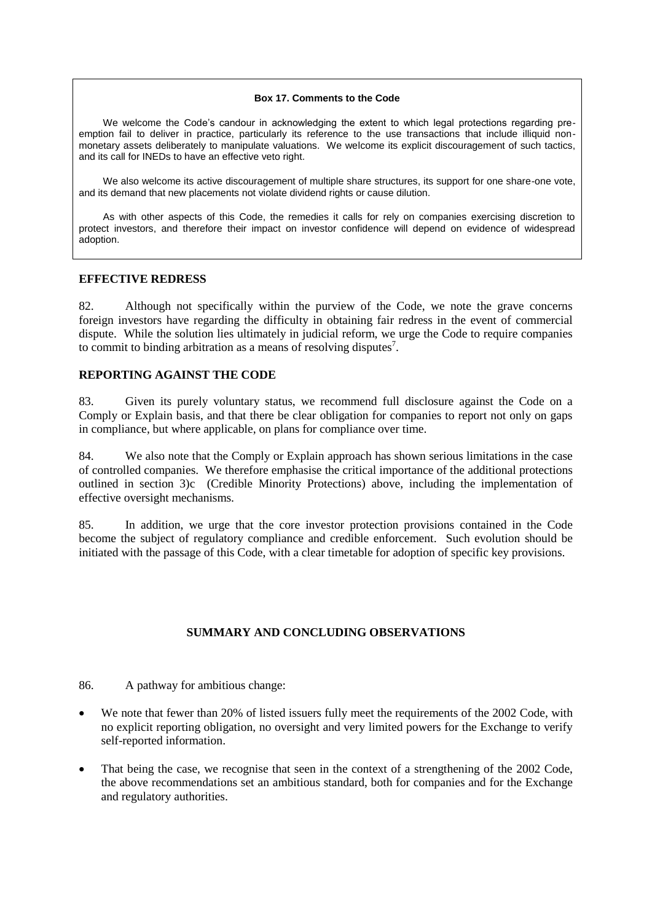**Box 17. Comments to the Code**

We welcome the Code's candour in acknowledging the extent to which legal protections regarding pre-emption fail to deliver in practice, particularly its reference to the use transactions that include illiquid non-monetary assets deliberately to manipulate valuations. We welcome its explicit discouragement of such tactics, and its call for INEDs to have an effective veto right.

We also welcome its active discouragement of multiple share structures, its support for one share-one vote, and its demand that new placements not violate dividend rights or cause dilution.

As with other aspects of this Code, the remedies it calls for rely on companies exercising discretion to protect investors, and therefore their impact on investor confidence will depend on evidence of widespread adoption.

## EFFECTIVE REDRESS

82. Although not specifically within the purview of the Code, we note the grave concerns foreign investors have regarding the difficulty in obtaining fair redress in the event of commercial dispute. While the solution lies ultimately in judicial reform, we urge the Code to require companies to commit to binding arbitration as a means of resolving disputes[7].

## REPORTING AGAINST THE CODE

83. Given its purely voluntary status, we recommend full disclosure against the Code on a Comply or Explain basis, and that there be clear obligation for companies to report not only on gaps in compliance, but where applicable, on plans for compliance over time.

84. We also note that the Comply or Explain approach has shown serious limitations in the case of controlled companies. We therefore emphasise the critical importance of the additional protections outlined in section 3)c (Credible Minority Protections) above, including the implementation of effective oversight mechanisms.

85. In addition, we urge that the core investor protection provisions contained in the Code become the subject of regulatory compliance and credible enforcement. Such evolution should be initiated with the passage of this Code, with a clear timetable for adoption of specific key provisions.

## SUMMARY AND CONCLUDING OBSERVATIONS

86. A pathway for ambitious change:

- We note that fewer than 20% of listed issuers fully meet the requirements of the 2002 Code, with no explicit reporting obligation, no oversight and very limited powers for the Exchange to verify self-reported information.
- That being the case, we recognise that seen in the context of a strengthening of the 2002 Code, the above recommendations set an ambitious standard, both for companies and for the Exchange and regulatory authorities.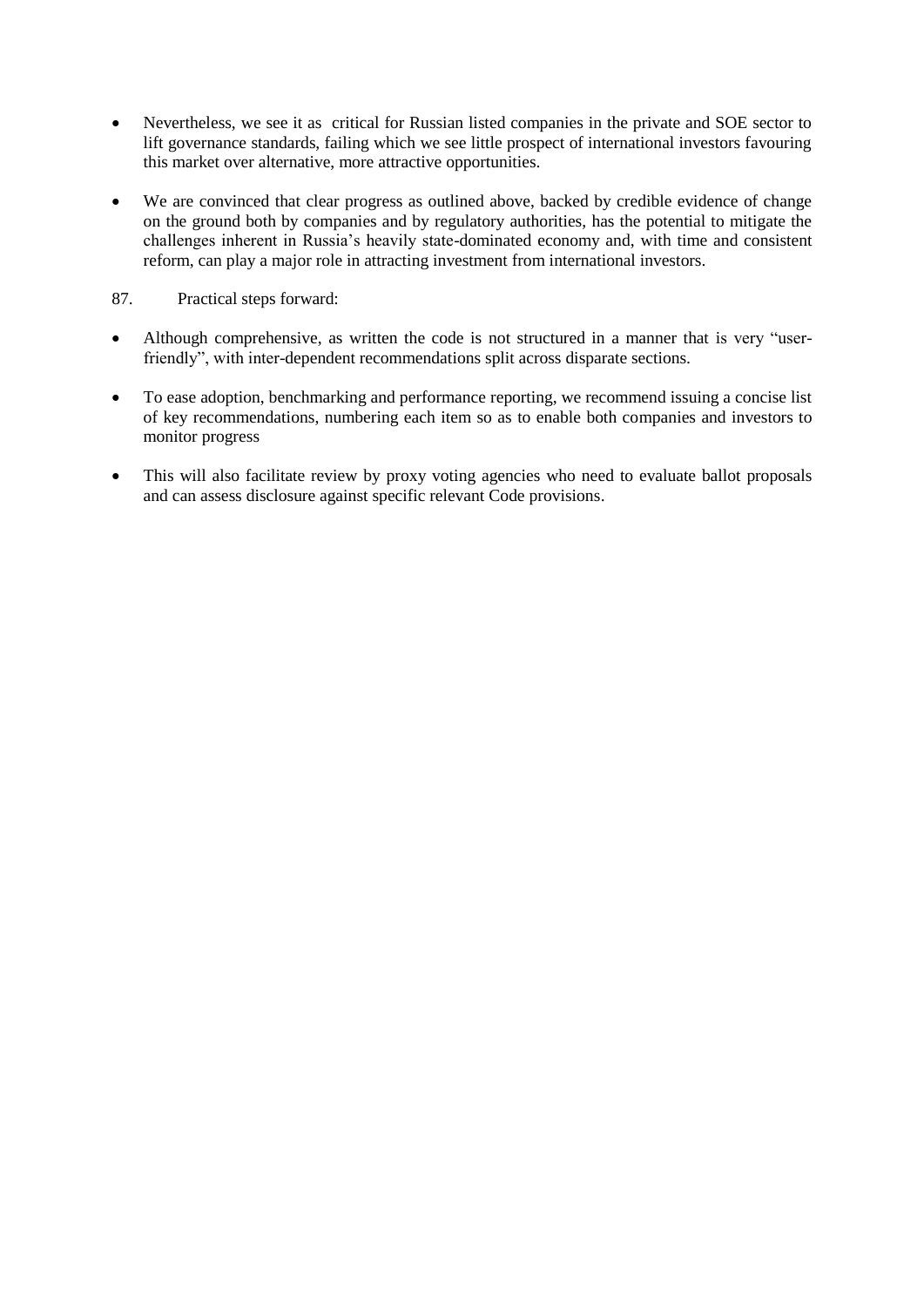- Nevertheless, we see it as critical for Russian listed companies in the private and SOE sector to lift governance standards, failing which we see little prospect of international investors favouring this market over alternative, more attractive opportunities.

- We are convinced that clear progress as outlined above, backed by credible evidence of change on the ground both by companies and by regulatory authorities, has the potential to mitigate the challenges inherent in Russia's heavily state-dominated economy and, with time and consistent reform, can play a major role in attracting investment from international investors.

87. Practical steps forward:

- Although comprehensive, as written the code is not structured in a manner that is very "user-friendly", with inter-dependent recommendations split across disparate sections.

- To ease adoption, benchmarking and performance reporting, we recommend issuing a concise list of key recommendations, numbering each item so as to enable both companies and investors to monitor progress

- This will also facilitate review by proxy voting agencies who need to evaluate ballot proposals and can assess disclosure against specific relevant Code provisions.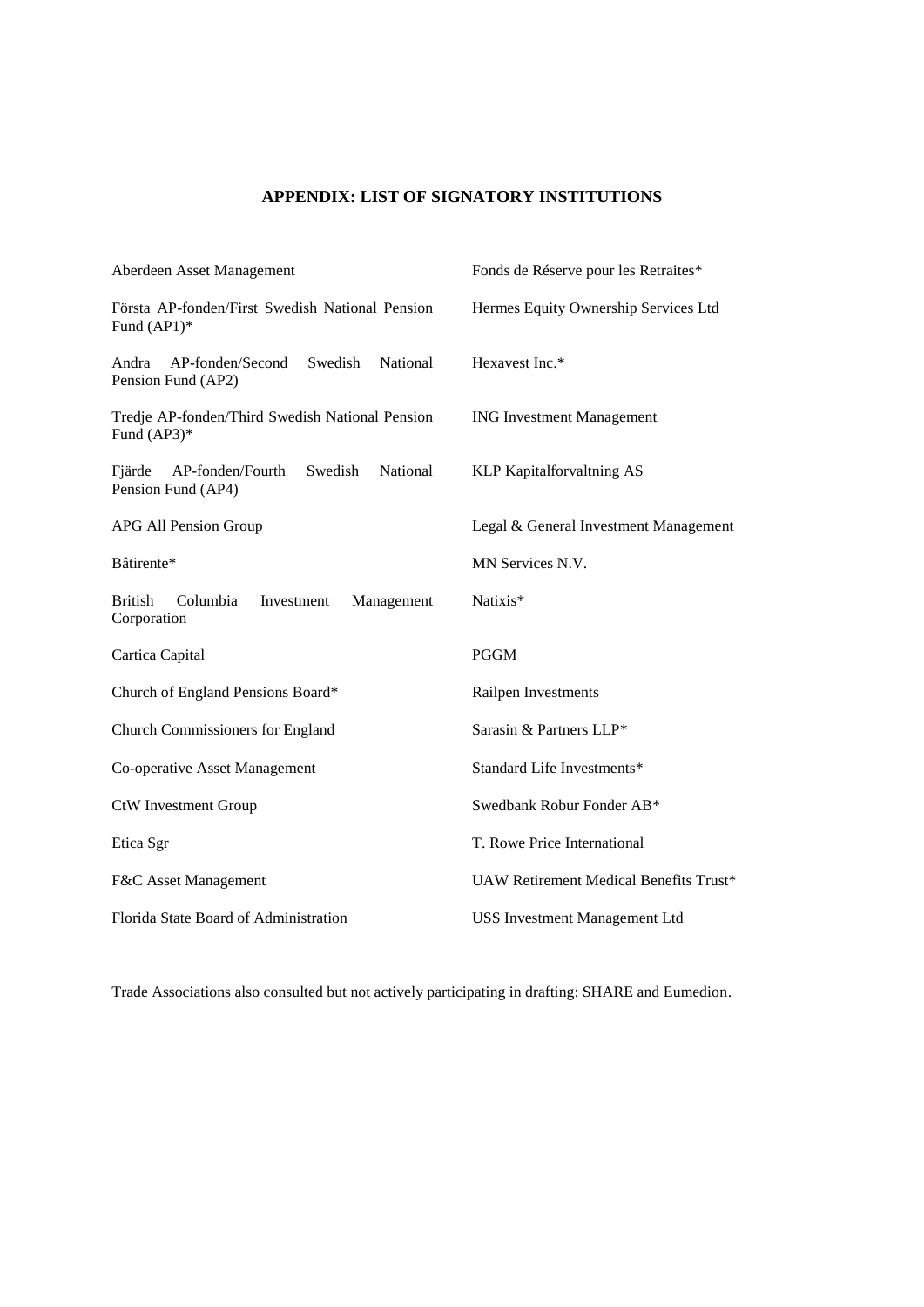## APPENDIX: LIST OF SIGNATORY INSTITUTIONS

Aberdeen Asset Management

Första AP-fonden/First Swedish National Pension Fund (AP1)*

Andra AP-fonden/Second Swedish National Pension Fund (AP2)

Tredje AP-fonden/Third Swedish National Pension Fund (AP3)*

Fjärde AP-fonden/Fourth Swedish National Pension Fund (AP4)

APG All Pension Group

Bâtirente*

British Columbia Investment Management Corporation

Cartica Capital

Church of England Pensions Board*

Church Commissioners for England

Co-operative Asset Management

CtW Investment Group

Etica Sgr

F&C Asset Management

Florida State Board of Administration

Fonds de Réserve pour les Retraites*

Hermes Equity Ownership Services Ltd

Hexavest Inc.*

ING Investment Management

KLP Kapitalforvaltning AS

Legal & General Investment Management

MN Services N.V.

Natixis*

PGGM

Railpen Investments

Sarasin & Partners LLP*

Standard Life Investments*

Swedbank Robur Fonder AB*

T. Rowe Price International

UAW Retirement Medical Benefits Trust*

USS Investment Management Ltd

Trade Associations also consulted but not actively participating in drafting: SHARE and Eumedion.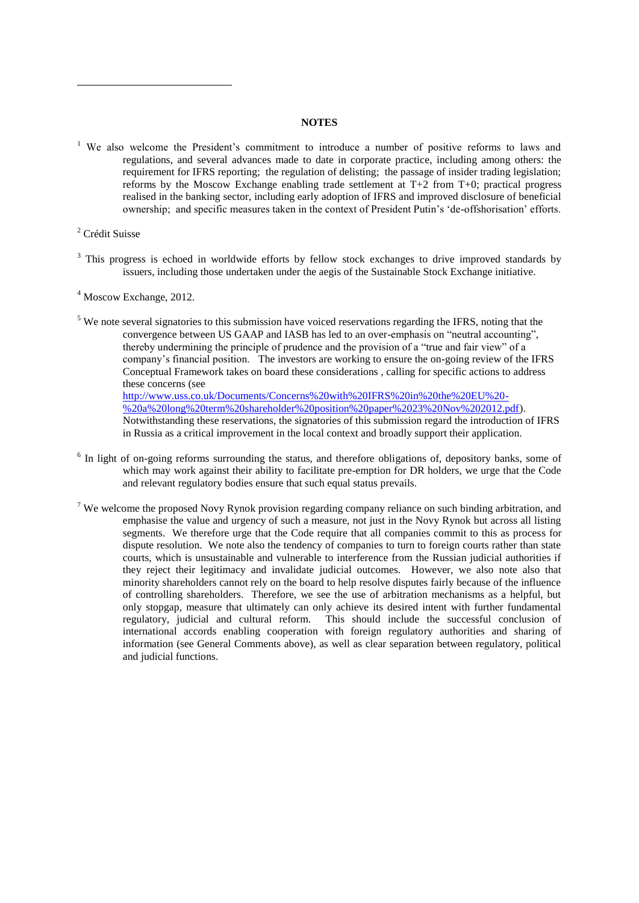## NOTES

[1] We also welcome the President's commitment to introduce a number of positive reforms to laws and regulations, and several advances made to date in corporate practice, including among others: the requirement for IFRS reporting; the regulation of delisting; the passage of insider trading legislation; reforms by the Moscow Exchange enabling trade settlement at T+2 from T+0; practical progress realised in the banking sector, including early adoption of IFRS and improved disclosure of beneficial ownership; and specific measures taken in the context of President Putin's 'de-offshorisation' efforts.

[2] Crédit Suisse

[3] This progress is echoed in worldwide efforts by fellow stock exchanges to drive improved standards by issuers, including those undertaken under the aegis of the Sustainable Stock Exchange initiative.

[4] Moscow Exchange, 2012.

[5] We note several signatories to this submission have voiced reservations regarding the IFRS, noting that the convergence between US GAAP and IASB has led to an over-emphasis on "neutral accounting", thereby undermining the principle of prudence and the provision of a "true and fair view" of a company's financial position. The investors are working to ensure the on-going review of the IFRS Conceptual Framework takes on board these considerations , calling for specific actions to address these concerns (see http://www.uss.co.uk/Documents/Concerns%20with%20IFRS%20in%20the%20EU%20-%20a%20long%20term%20shareholder%20position%20paper%2023%20Nov%202012.pdf). Notwithstanding these reservations, the signatories of this submission regard the introduction of IFRS in Russia as a critical improvement in the local context and broadly support their application.

[6] In light of on-going reforms surrounding the status, and therefore obligations of, depository banks, some of which may work against their ability to facilitate pre-emption for DR holders, we urge that the Code and relevant regulatory bodies ensure that such equal status prevails.

[7] We welcome the proposed Novy Rynok provision regarding company reliance on such binding arbitration, and emphasise the value and urgency of such a measure, not just in the Novy Rynok but across all listing segments. We therefore urge that the Code require that all companies commit to this as process for dispute resolution. We note also the tendency of companies to turn to foreign courts rather than state courts, which is unsustainable and vulnerable to interference from the Russian judicial authorities if they reject their legitimacy and invalidate judicial outcomes. However, we also note also that minority shareholders cannot rely on the board to help resolve disputes fairly because of the influence of controlling shareholders. Therefore, we see the use of arbitration mechanisms as a helpful, but only stopgap, measure that ultimately can only achieve its desired intent with further fundamental regulatory, judicial and cultural reform. This should include the successful conclusion of international accords enabling cooperation with foreign regulatory authorities and sharing of information (see General Comments above), as well as clear separation between regulatory, political and judicial functions.